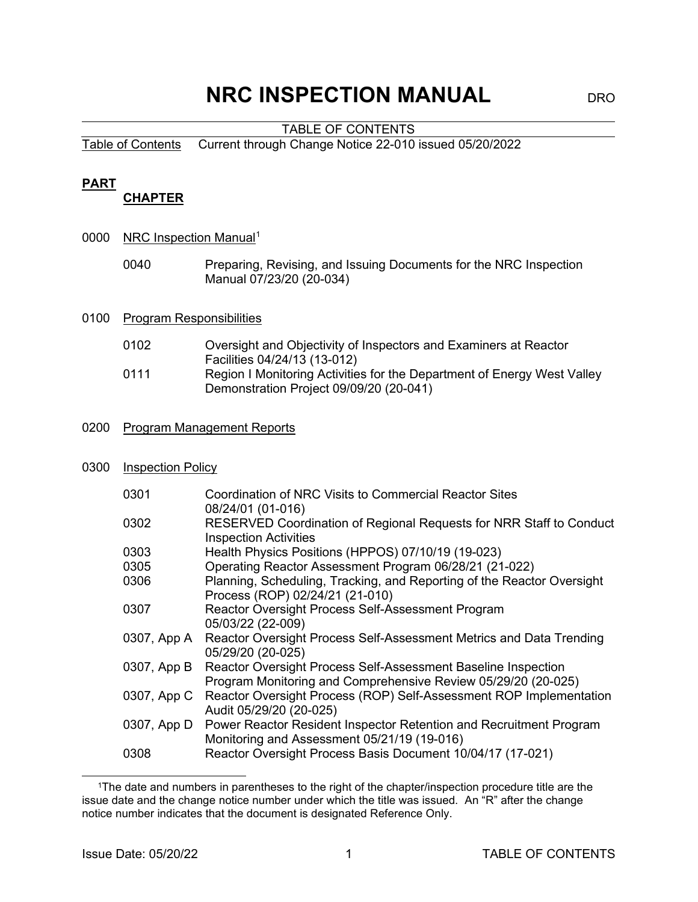# NRC INSPECTION MANUAL

DRO

TABLE OF CONTENTS

Table of Contents Current through Change Notice 22-010 issued 05/20/2022

**PART**

**CHAPTER**

0000 NRC Inspection Manual[1]

| | |
|---|---|
| 0040 | Preparing, Revising, and Issuing Documents for the NRC Inspection Manual 07/23/20 (20-034) |

0100 Program Responsibilities

| | |
|---|---|
| 0102 | Oversight and Objectivity of Inspectors and Examiners at Reactor Facilities 04/24/13 (13-012) |
| 0111 | Region I Monitoring Activities for the Department of Energy West Valley Demonstration Project 09/09/20 (20-041) |

0200 Program Management Reports

0300 Inspection Policy

| | |
|---|---|
| 0301 | Coordination of NRC Visits to Commercial Reactor Sites 08/24/01 (01-016) |
| 0302 | RESERVED Coordination of Regional Requests for NRR Staff to Conduct Inspection Activities |
| 0303 | Health Physics Positions (HPPOS) 07/10/19 (19-023) |
| 0305 | Operating Reactor Assessment Program 06/28/21 (21-022) |
| 0306 | Planning, Scheduling, Tracking, and Reporting of the Reactor Oversight Process (ROP) 02/24/21 (21-010) |
| 0307 | Reactor Oversight Process Self-Assessment Program 05/03/22 (22-009) |
| 0307, App A | Reactor Oversight Process Self-Assessment Metrics and Data Trending 05/29/20 (20-025) |
| 0307, App B | Reactor Oversight Process Self-Assessment Baseline Inspection Program Monitoring and Comprehensive Review 05/29/20 (20-025) |
| 0307, App C | Reactor Oversight Process (ROP) Self-Assessment ROP Implementation Audit 05/29/20 (20-025) |
| 0307, App D | Power Reactor Resident Inspector Retention and Recruitment Program Monitoring and Assessment 05/21/19 (19-016) |
| 0308 | Reactor Oversight Process Basis Document 10/04/17 (17-021) |

[1]The date and numbers in parentheses to the right of the chapter/inspection procedure title are the issue date and the change notice number under which the title was issued. An "R" after the change notice number indicates that the document is designated Reference Only.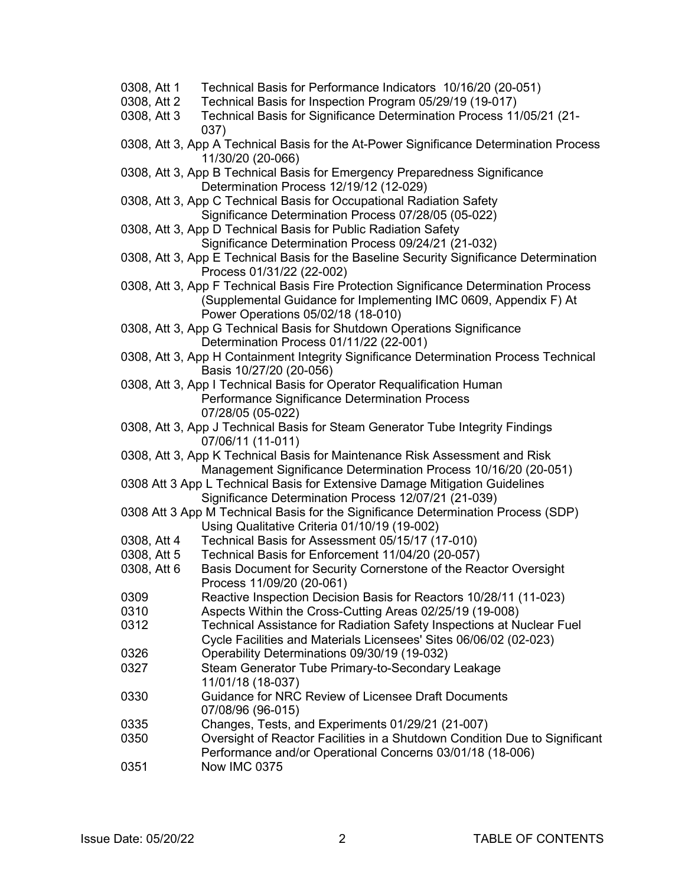0308, Att 1 Technical Basis for Performance Indicators 10/16/20 (20-051)
0308, Att 2 Technical Basis for Inspection Program 05/29/19 (19-017)
0308, Att 3 Technical Basis for Significance Determination Process 11/05/21 (21-037)
0308, Att 3, App A Technical Basis for the At-Power Significance Determination Process 11/30/20 (20-066)
0308, Att 3, App B Technical Basis for Emergency Preparedness Significance Determination Process 12/19/12 (12-029)
0308, Att 3, App C Technical Basis for Occupational Radiation Safety Significance Determination Process 07/28/05 (05-022)
0308, Att 3, App D Technical Basis for Public Radiation Safety Significance Determination Process 09/24/21 (21-032)
0308, Att 3, App E Technical Basis for the Baseline Security Significance Determination Process 01/31/22 (22-002)
0308, Att 3, App F Technical Basis Fire Protection Significance Determination Process (Supplemental Guidance for Implementing IMC 0609, Appendix F) At Power Operations 05/02/18 (18-010)
0308, Att 3, App G Technical Basis for Shutdown Operations Significance Determination Process 01/11/22 (22-001)
0308, Att 3, App H Containment Integrity Significance Determination Process Technical Basis 10/27/20 (20-056)
0308, Att 3, App I Technical Basis for Operator Requalification Human Performance Significance Determination Process 07/28/05 (05-022)
0308, Att 3, App J Technical Basis for Steam Generator Tube Integrity Findings 07/06/11 (11-011)
0308, Att 3, App K Technical Basis for Maintenance Risk Assessment and Risk Management Significance Determination Process 10/16/20 (20-051)
0308 Att 3 App L Technical Basis for Extensive Damage Mitigation Guidelines Significance Determination Process 12/07/21 (21-039)
0308 Att 3 App M Technical Basis for the Significance Determination Process (SDP) Using Qualitative Criteria 01/10/19 (19-002)
0308, Att 4 Technical Basis for Assessment 05/15/17 (17-010)
0308, Att 5 Technical Basis for Enforcement 11/04/20 (20-057)
0308, Att 6 Basis Document for Security Cornerstone of the Reactor Oversight Process 11/09/20 (20-061)
0309 Reactive Inspection Decision Basis for Reactors 10/28/11 (11-023)
0310 Aspects Within the Cross-Cutting Areas 02/25/19 (19-008)
0312 Technical Assistance for Radiation Safety Inspections at Nuclear Fuel Cycle Facilities and Materials Licensees' Sites 06/06/02 (02-023)
0326 Operability Determinations 09/30/19 (19-032)
0327 Steam Generator Tube Primary-to-Secondary Leakage 11/01/18 (18-037)
0330 Guidance for NRC Review of Licensee Draft Documents 07/08/96 (96-015)
0335 Changes, Tests, and Experiments 01/29/21 (21-007)
0350 Oversight of Reactor Facilities in a Shutdown Condition Due to Significant Performance and/or Operational Concerns 03/01/18 (18-006)
0351 Now IMC 0375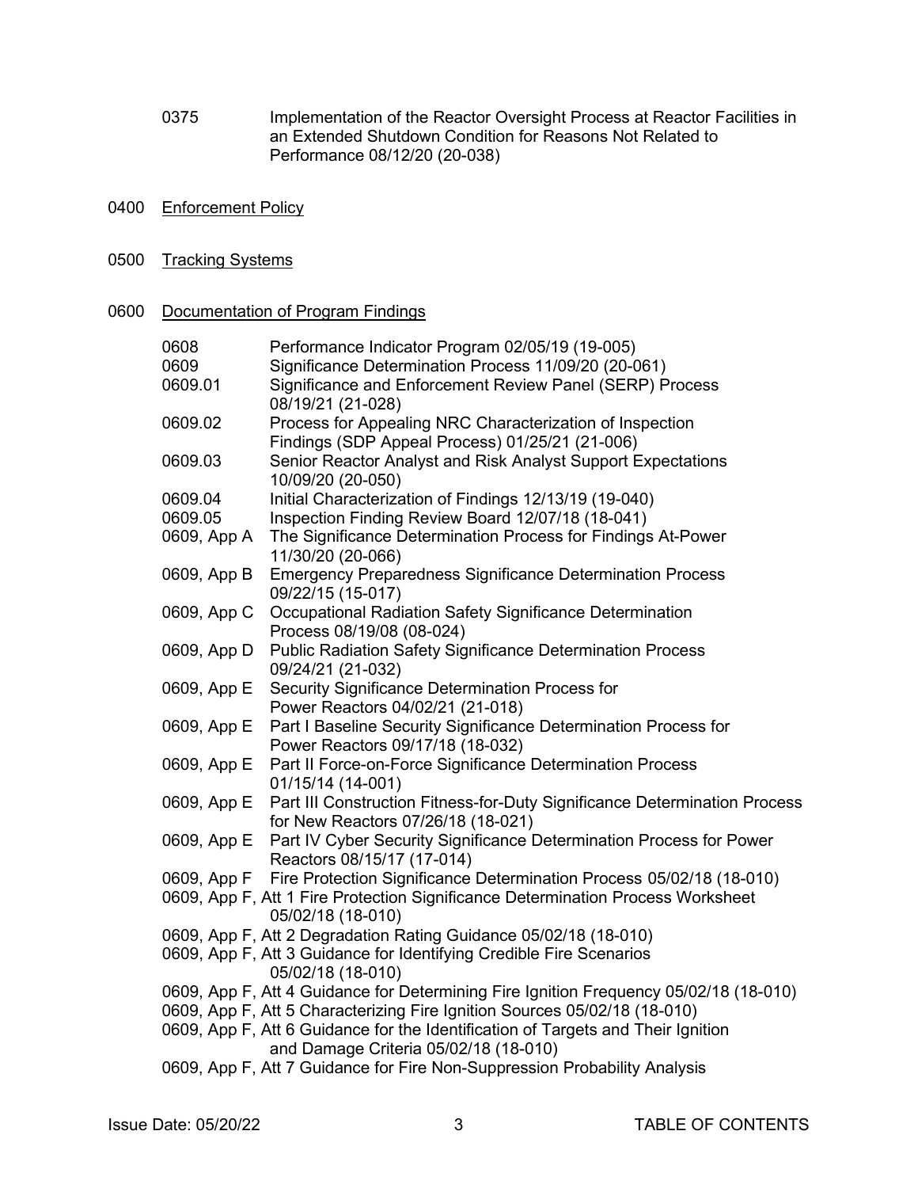0375 Implementation of the Reactor Oversight Process at Reactor Facilities in an Extended Shutdown Condition for Reasons Not Related to Performance 08/12/20 (20-038)

0400 Enforcement Policy

0500 Tracking Systems

0600 Documentation of Program Findings

0608 Performance Indicator Program 02/05/19 (19-005)
0609 Significance Determination Process 11/09/20 (20-061)
0609.01 Significance and Enforcement Review Panel (SERP) Process 08/19/21 (21-028)
0609.02 Process for Appealing NRC Characterization of Inspection Findings (SDP Appeal Process) 01/25/21 (21-006)
0609.03 Senior Reactor Analyst and Risk Analyst Support Expectations 10/09/20 (20-050)
0609.04 Initial Characterization of Findings 12/13/19 (19-040)
0609.05 Inspection Finding Review Board 12/07/18 (18-041)
0609, App A The Significance Determination Process for Findings At-Power 11/30/20 (20-066)
0609, App B Emergency Preparedness Significance Determination Process 09/22/15 (15-017)
0609, App C Occupational Radiation Safety Significance Determination Process 08/19/08 (08-024)
0609, App D Public Radiation Safety Significance Determination Process 09/24/21 (21-032)
0609, App E Security Significance Determination Process for Power Reactors 04/02/21 (21-018)
0609, App E Part I Baseline Security Significance Determination Process for Power Reactors 09/17/18 (18-032)
0609, App E Part II Force-on-Force Significance Determination Process 01/15/14 (14-001)
0609, App E Part III Construction Fitness-for-Duty Significance Determination Process for New Reactors 07/26/18 (18-021)
0609, App E Part IV Cyber Security Significance Determination Process for Power Reactors 08/15/17 (17-014)
0609, App F Fire Protection Significance Determination Process 05/02/18 (18-010)
0609, App F, Att 1 Fire Protection Significance Determination Process Worksheet 05/02/18 (18-010)
0609, App F, Att 2 Degradation Rating Guidance 05/02/18 (18-010)
0609, App F, Att 3 Guidance for Identifying Credible Fire Scenarios 05/02/18 (18-010)
0609, App F, Att 4 Guidance for Determining Fire Ignition Frequency 05/02/18 (18-010)
0609, App F, Att 5 Characterizing Fire Ignition Sources 05/02/18 (18-010)
0609, App F, Att 6 Guidance for the Identification of Targets and Their Ignition and Damage Criteria 05/02/18 (18-010)
0609, App F, Att 7 Guidance for Fire Non-Suppression Probability Analysis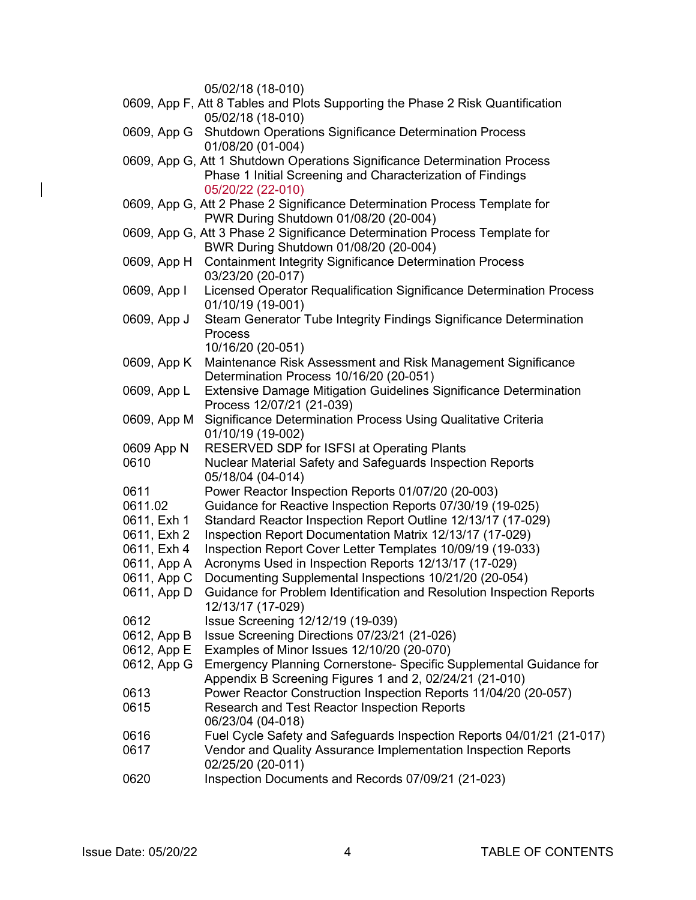05/02/18 (18-010)

| | |
|---|---|
| 0609, App F, Att 8 | Tables and Plots Supporting the Phase 2 Risk Quantification 05/02/18 (18-010) |
| 0609, App G | Shutdown Operations Significance Determination Process 01/08/20 (01-004) |
| 0609, App G, Att 1 | Shutdown Operations Significance Determination Process Phase 1 Initial Screening and Characterization of Findings 05/20/22 (22-010) |
| 0609, App G, Att 2 | Phase 2 Significance Determination Process Template for PWR During Shutdown 01/08/20 (20-004) |
| 0609, App G, Att 3 | Phase 2 Significance Determination Process Template for BWR During Shutdown 01/08/20 (20-004) |
| 0609, App H | Containment Integrity Significance Determination Process 03/23/20 (20-017) |
| 0609, App I | Licensed Operator Requalification Significance Determination Process 01/10/19 (19-001) |
| 0609, App J | Steam Generator Tube Integrity Findings Significance Determination Process 10/16/20 (20-051) |
| 0609, App K | Maintenance Risk Assessment and Risk Management Significance Determination Process 10/16/20 (20-051) |
| 0609, App L | Extensive Damage Mitigation Guidelines Significance Determination Process 12/07/21 (21-039) |
| 0609, App M | Significance Determination Process Using Qualitative Criteria 01/10/19 (19-002) |
| 0609 App N | RESERVED SDP for ISFSI at Operating Plants |
| 0610 | Nuclear Material Safety and Safeguards Inspection Reports 05/18/04 (04-014) |
| 0611 | Power Reactor Inspection Reports 01/07/20 (20-003) |
| 0611.02 | Guidance for Reactive Inspection Reports 07/30/19 (19-025) |
| 0611, Exh 1 | Standard Reactor Inspection Report Outline 12/13/17 (17-029) |
| 0611, Exh 2 | Inspection Report Documentation Matrix 12/13/17 (17-029) |
| 0611, Exh 4 | Inspection Report Cover Letter Templates 10/09/19 (19-033) |
| 0611, App A | Acronyms Used in Inspection Reports 12/13/17 (17-029) |
| 0611, App C | Documenting Supplemental Inspections 10/21/20 (20-054) |
| 0611, App D | Guidance for Problem Identification and Resolution Inspection Reports 12/13/17 (17-029) |
| 0612 | Issue Screening 12/12/19 (19-039) |
| 0612, App B | Issue Screening Directions 07/23/21 (21-026) |
| 0612, App E | Examples of Minor Issues 12/10/20 (20-070) |
| 0612, App G | Emergency Planning Cornerstone- Specific Supplemental Guidance for Appendix B Screening Figures 1 and 2, 02/24/21 (21-010) |
| 0613 | Power Reactor Construction Inspection Reports 11/04/20 (20-057) |
| 0615 | Research and Test Reactor Inspection Reports 06/23/04 (04-018) |
| 0616 | Fuel Cycle Safety and Safeguards Inspection Reports 04/01/21 (21-017) |
| 0617 | Vendor and Quality Assurance Implementation Inspection Reports 02/25/20 (20-011) |
| 0620 | Inspection Documents and Records 07/09/21 (21-023) |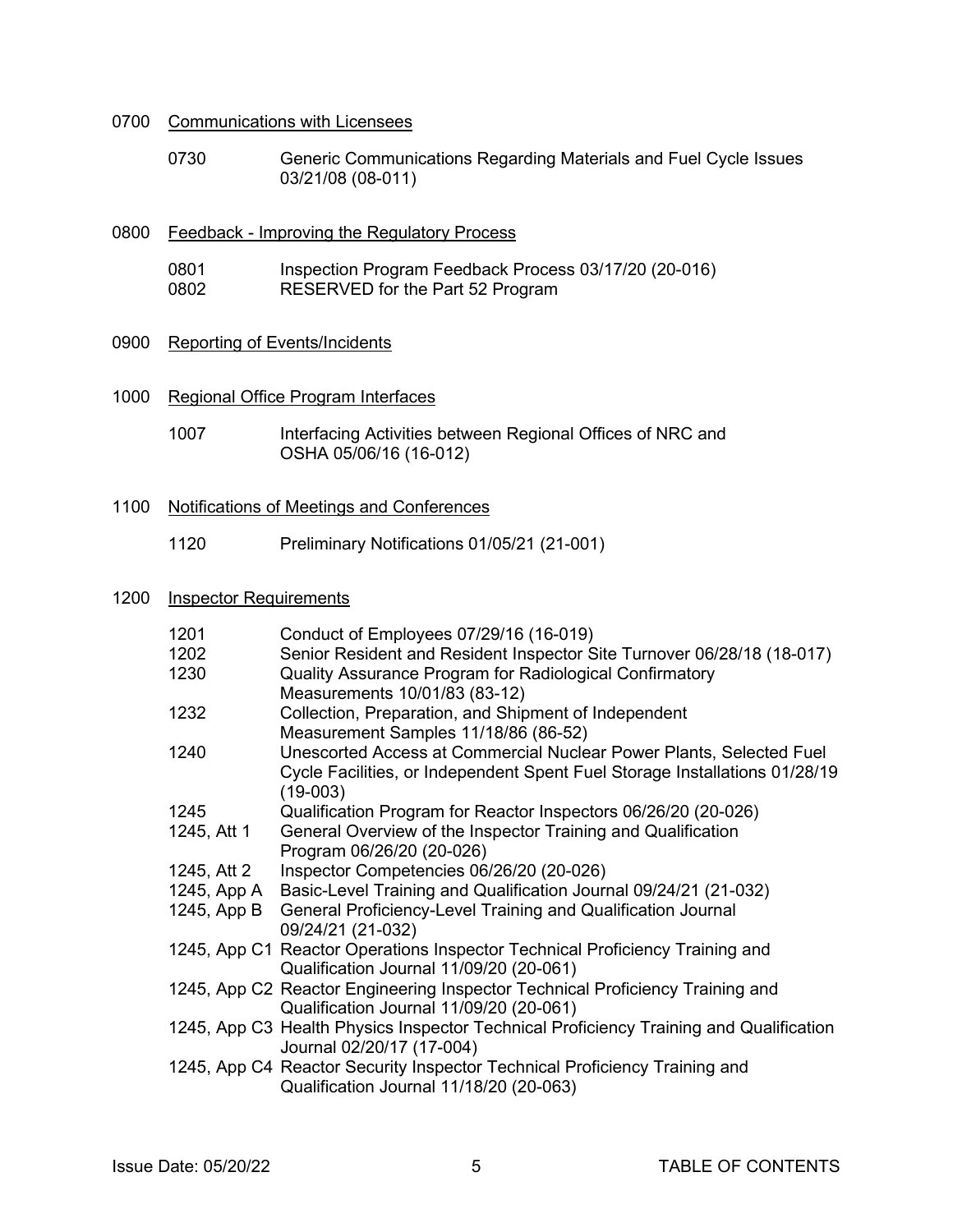0700 Communications with Licensees

| | |
|---|---|
| 0730 | Generic Communications Regarding Materials and Fuel Cycle Issues 03/21/08 (08-011) |

0800 Feedback - Improving the Regulatory Process

| | |
|---|---|
| 0801 | Inspection Program Feedback Process 03/17/20 (20-016) |
| 0802 | RESERVED for the Part 52 Program |

0900 Reporting of Events/Incidents

1000 Regional Office Program Interfaces

| | |
|---|---|
| 1007 | Interfacing Activities between Regional Offices of NRC and OSHA 05/06/16 (16-012) |

1100 Notifications of Meetings and Conferences

| | |
|---|---|
| 1120 | Preliminary Notifications 01/05/21 (21-001) |

1200 Inspector Requirements

| | |
|---|---|
| 1201 | Conduct of Employees 07/29/16 (16-019) |
| 1202 | Senior Resident and Resident Inspector Site Turnover 06/28/18 (18-017) |
| 1230 | Quality Assurance Program for Radiological Confirmatory Measurements 10/01/83 (83-12) |
| 1232 | Collection, Preparation, and Shipment of Independent Measurement Samples 11/18/86 (86-52) |
| 1240 | Unescorted Access at Commercial Nuclear Power Plants, Selected Fuel Cycle Facilities, or Independent Spent Fuel Storage Installations 01/28/19 (19-003) |
| 1245 | Qualification Program for Reactor Inspectors 06/26/20 (20-026) |
| 1245, Att 1 | General Overview of the Inspector Training and Qualification Program 06/26/20 (20-026) |
| 1245, Att 2 | Inspector Competencies 06/26/20 (20-026) |
| 1245, App A | Basic-Level Training and Qualification Journal 09/24/21 (21-032) |
| 1245, App B | General Proficiency-Level Training and Qualification Journal 09/24/21 (21-032) |
| 1245, App C1 | Reactor Operations Inspector Technical Proficiency Training and Qualification Journal 11/09/20 (20-061) |
| 1245, App C2 | Reactor Engineering Inspector Technical Proficiency Training and Qualification Journal 11/09/20 (20-061) |
| 1245, App C3 | Health Physics Inspector Technical Proficiency Training and Qualification Journal 02/20/17 (17-004) |
| 1245, App C4 | Reactor Security Inspector Technical Proficiency Training and Qualification Journal 11/18/20 (20-063) |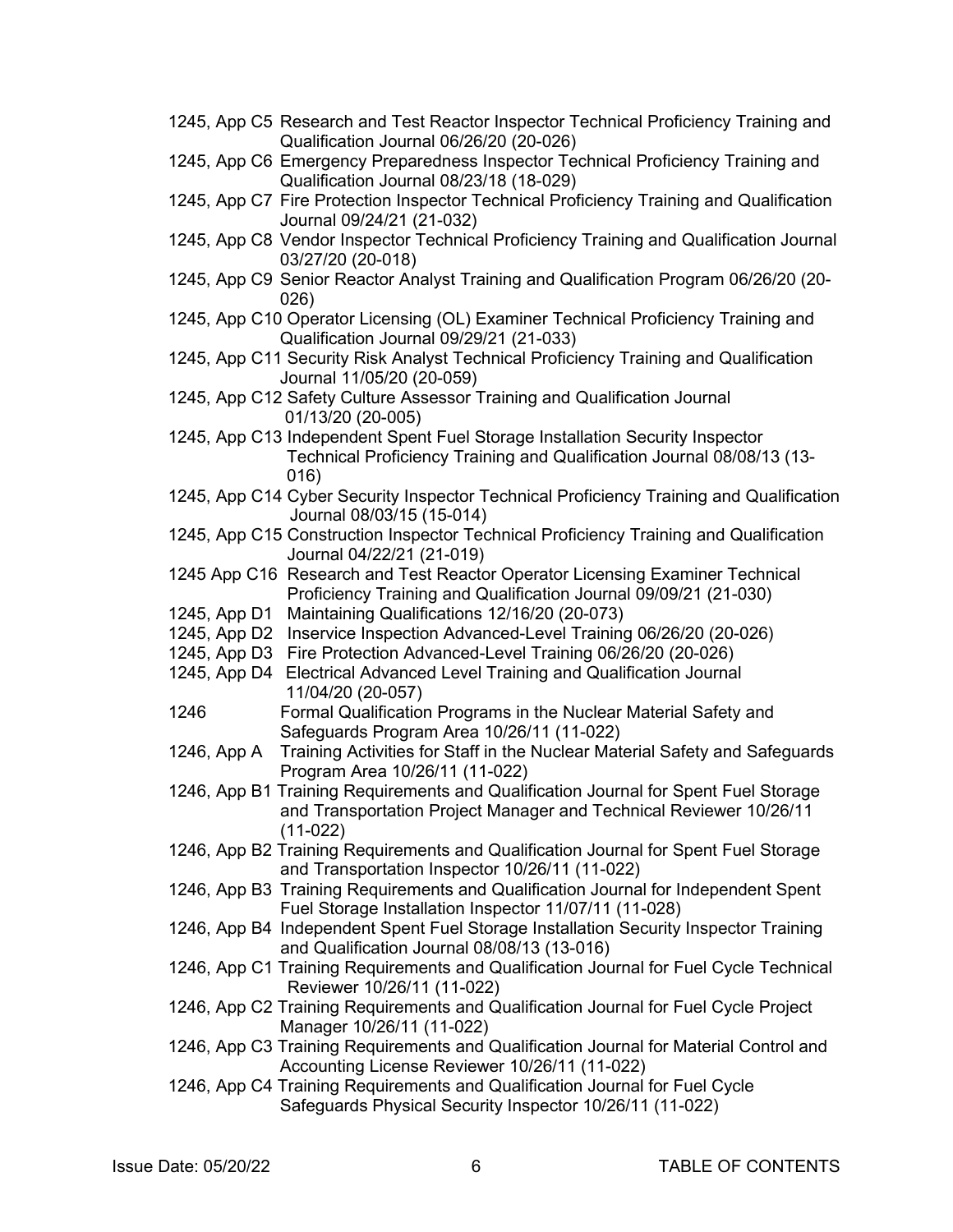1245, App C5 Research and Test Reactor Inspector Technical Proficiency Training and Qualification Journal 06/26/20 (20-026)

1245, App C6 Emergency Preparedness Inspector Technical Proficiency Training and Qualification Journal 08/23/18 (18-029)

1245, App C7 Fire Protection Inspector Technical Proficiency Training and Qualification Journal 09/24/21 (21-032)

1245, App C8 Vendor Inspector Technical Proficiency Training and Qualification Journal 03/27/20 (20-018)

1245, App C9 Senior Reactor Analyst Training and Qualification Program 06/26/20 (20-026)

1245, App C10 Operator Licensing (OL) Examiner Technical Proficiency Training and Qualification Journal 09/29/21 (21-033)

1245, App C11 Security Risk Analyst Technical Proficiency Training and Qualification Journal 11/05/20 (20-059)

1245, App C12 Safety Culture Assessor Training and Qualification Journal 01/13/20 (20-005)

1245, App C13 Independent Spent Fuel Storage Installation Security Inspector Technical Proficiency Training and Qualification Journal 08/08/13 (13-016)

1245, App C14 Cyber Security Inspector Technical Proficiency Training and Qualification Journal 08/03/15 (15-014)

1245, App C15 Construction Inspector Technical Proficiency Training and Qualification Journal 04/22/21 (21-019)

1245 App C16 Research and Test Reactor Operator Licensing Examiner Technical Proficiency Training and Qualification Journal 09/09/21 (21-030)

1245, App D1 Maintaining Qualifications 12/16/20 (20-073)

1245, App D2 Inservice Inspection Advanced-Level Training 06/26/20 (20-026)

1245, App D3 Fire Protection Advanced-Level Training 06/26/20 (20-026)

1245, App D4 Electrical Advanced Level Training and Qualification Journal 11/04/20 (20-057)

1246 Formal Qualification Programs in the Nuclear Material Safety and Safeguards Program Area 10/26/11 (11-022)

1246, App A Training Activities for Staff in the Nuclear Material Safety and Safeguards Program Area 10/26/11 (11-022)

1246, App B1 Training Requirements and Qualification Journal for Spent Fuel Storage and Transportation Project Manager and Technical Reviewer 10/26/11 (11-022)

1246, App B2 Training Requirements and Qualification Journal for Spent Fuel Storage and Transportation Inspector 10/26/11 (11-022)

1246, App B3 Training Requirements and Qualification Journal for Independent Spent Fuel Storage Installation Inspector 11/07/11 (11-028)

1246, App B4 Independent Spent Fuel Storage Installation Security Inspector Training and Qualification Journal 08/08/13 (13-016)

1246, App C1 Training Requirements and Qualification Journal for Fuel Cycle Technical Reviewer 10/26/11 (11-022)

1246, App C2 Training Requirements and Qualification Journal for Fuel Cycle Project Manager 10/26/11 (11-022)

1246, App C3 Training Requirements and Qualification Journal for Material Control and Accounting License Reviewer 10/26/11 (11-022)

1246, App C4 Training Requirements and Qualification Journal for Fuel Cycle Safeguards Physical Security Inspector 10/26/11 (11-022)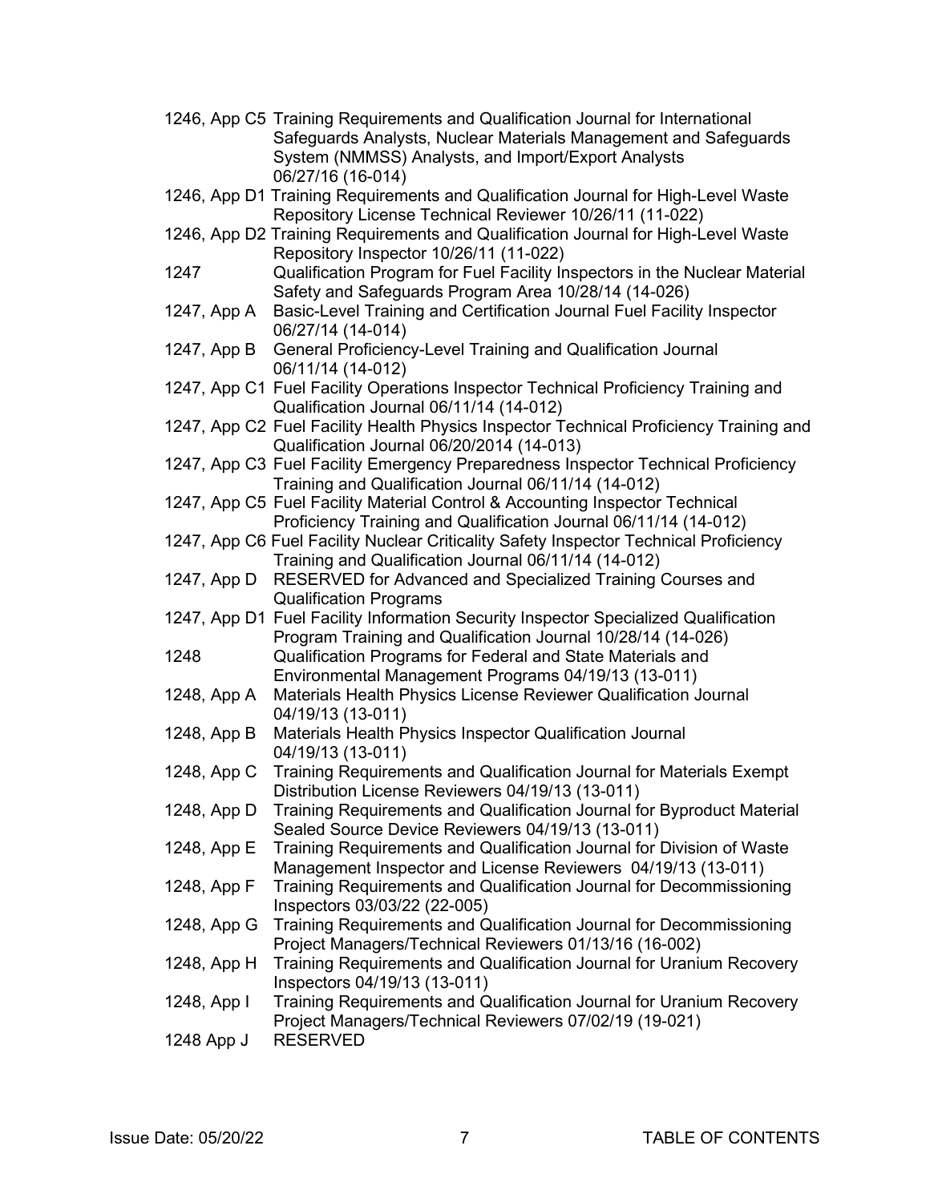| | |
|---|---|
| 1246, App C5 | Training Requirements and Qualification Journal for International Safeguards Analysts, Nuclear Materials Management and Safeguards System (NMMSS) Analysts, and Import/Export Analysts 06/27/16 (16-014) |
| 1246, App D1 | Training Requirements and Qualification Journal for High-Level Waste Repository License Technical Reviewer 10/26/11 (11-022) |
| 1246, App D2 | Training Requirements and Qualification Journal for High-Level Waste Repository Inspector 10/26/11 (11-022) |
| 1247 | Qualification Program for Fuel Facility Inspectors in the Nuclear Material Safety and Safeguards Program Area 10/28/14 (14-026) |
| 1247, App A | Basic-Level Training and Certification Journal Fuel Facility Inspector 06/27/14 (14-014) |
| 1247, App B | General Proficiency-Level Training and Qualification Journal 06/11/14 (14-012) |
| 1247, App C1 | Fuel Facility Operations Inspector Technical Proficiency Training and Qualification Journal 06/11/14 (14-012) |
| 1247, App C2 | Fuel Facility Health Physics Inspector Technical Proficiency Training and Qualification Journal 06/20/2014 (14-013) |
| 1247, App C3 | Fuel Facility Emergency Preparedness Inspector Technical Proficiency Training and Qualification Journal 06/11/14 (14-012) |
| 1247, App C5 | Fuel Facility Material Control & Accounting Inspector Technical Proficiency Training and Qualification Journal 06/11/14 (14-012) |
| 1247, App C6 | Fuel Facility Nuclear Criticality Safety Inspector Technical Proficiency Training and Qualification Journal 06/11/14 (14-012) |
| 1247, App D | RESERVED for Advanced and Specialized Training Courses and Qualification Programs |
| 1247, App D1 | Fuel Facility Information Security Inspector Specialized Qualification Program Training and Qualification Journal 10/28/14 (14-026) |
| 1248 | Qualification Programs for Federal and State Materials and Environmental Management Programs 04/19/13 (13-011) |
| 1248, App A | Materials Health Physics License Reviewer Qualification Journal 04/19/13 (13-011) |
| 1248, App B | Materials Health Physics Inspector Qualification Journal 04/19/13 (13-011) |
| 1248, App C | Training Requirements and Qualification Journal for Materials Exempt Distribution License Reviewers 04/19/13 (13-011) |
| 1248, App D | Training Requirements and Qualification Journal for Byproduct Material Sealed Source Device Reviewers 04/19/13 (13-011) |
| 1248, App E | Training Requirements and Qualification Journal for Division of Waste Management Inspector and License Reviewers 04/19/13 (13-011) |
| 1248, App F | Training Requirements and Qualification Journal for Decommissioning Inspectors 03/03/22 (22-005) |
| 1248, App G | Training Requirements and Qualification Journal for Decommissioning Project Managers/Technical Reviewers 01/13/16 (16-002) |
| 1248, App H | Training Requirements and Qualification Journal for Uranium Recovery Inspectors 04/19/13 (13-011) |
| 1248, App I | Training Requirements and Qualification Journal for Uranium Recovery Project Managers/Technical Reviewers 07/02/19 (19-021) |
| 1248 App J | RESERVED |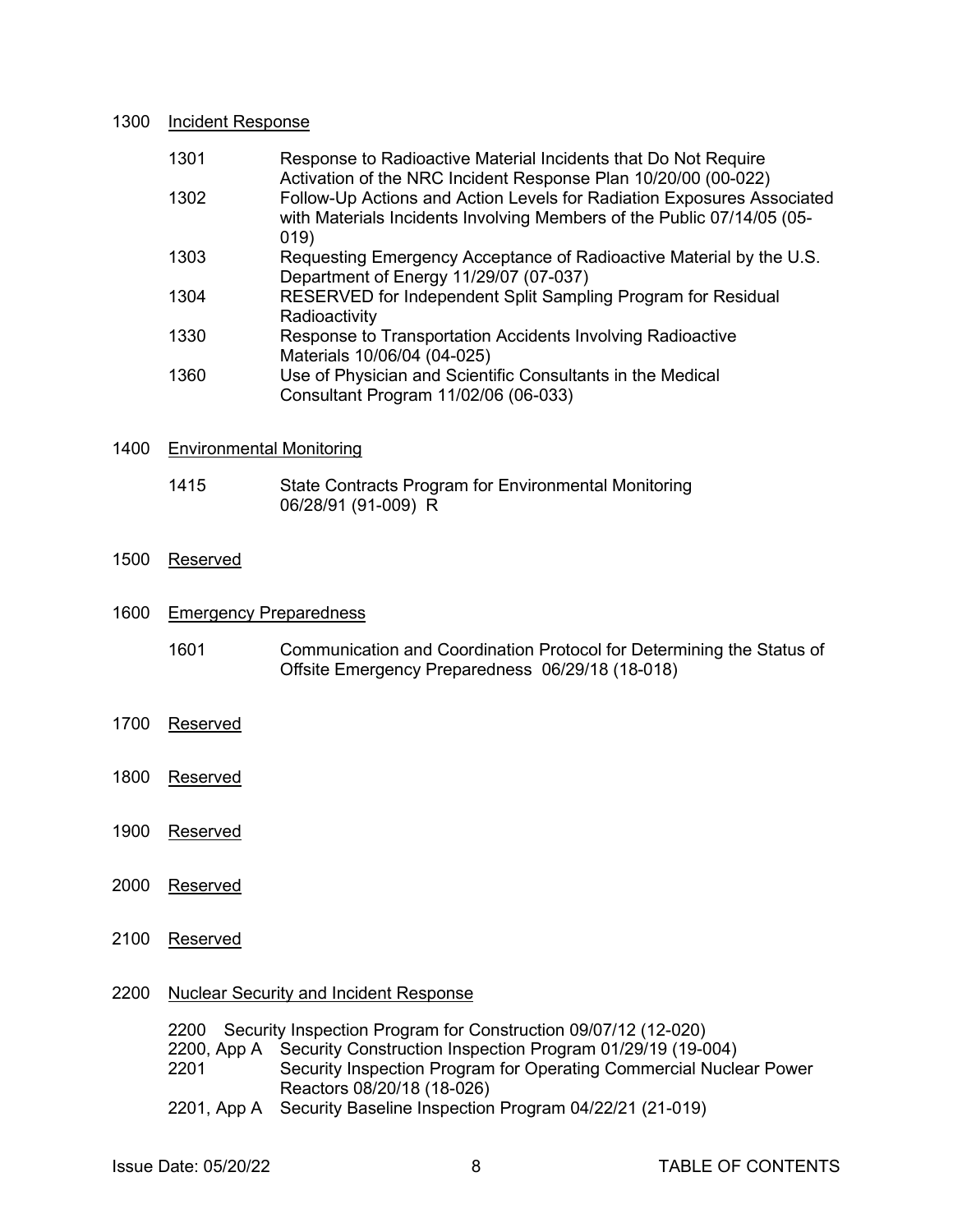1300 Incident Response

| | |
|---|---|
| 1301 | Response to Radioactive Material Incidents that Do Not Require Activation of the NRC Incident Response Plan 10/20/00 (00-022) |
| 1302 | Follow-Up Actions and Action Levels for Radiation Exposures Associated with Materials Incidents Involving Members of the Public 07/14/05 (05-019) |
| 1303 | Requesting Emergency Acceptance of Radioactive Material by the U.S. Department of Energy 11/29/07 (07-037) |
| 1304 | RESERVED for Independent Split Sampling Program for Residual Radioactivity |
| 1330 | Response to Transportation Accidents Involving Radioactive Materials 10/06/04 (04-025) |
| 1360 | Use of Physician and Scientific Consultants in the Medical Consultant Program 11/02/06 (06-033) |

1400 Environmental Monitoring

| | |
|---|---|
| 1415 | State Contracts Program for Environmental Monitoring 06/28/91 (91-009) R |

1500 Reserved

1600 Emergency Preparedness

| | |
|---|---|
| 1601 | Communication and Coordination Protocol for Determining the Status of Offsite Emergency Preparedness 06/29/18 (18-018) |

1700 Reserved

1800 Reserved

1900 Reserved

2000 Reserved

2100 Reserved

2200 Nuclear Security and Incident Response

| | |
|---|---|
| 2200 | Security Inspection Program for Construction 09/07/12 (12-020) |
| 2200, App A | Security Construction Inspection Program 01/29/19 (19-004) |
| 2201 | Security Inspection Program for Operating Commercial Nuclear Power Reactors 08/20/18 (18-026) |
| 2201, App A | Security Baseline Inspection Program 04/22/21 (21-019) |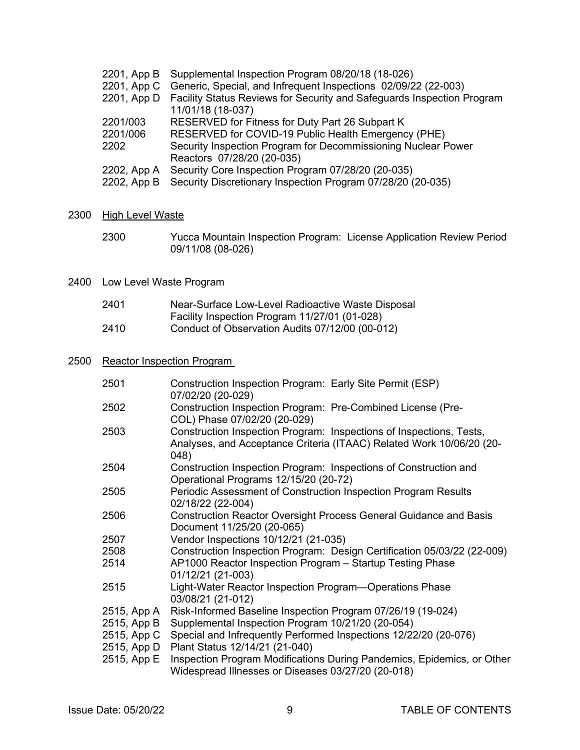| | |
|---|---|
| 2201, App B | Supplemental Inspection Program 08/20/18 (18-026) |
| 2201, App C | Generic, Special, and Infrequent Inspections 02/09/22 (22-003) |
| 2201, App D | Facility Status Reviews for Security and Safeguards Inspection Program 11/01/18 (18-037) |
| 2201/003 | RESERVED for Fitness for Duty Part 26 Subpart K |
| 2201/006 | RESERVED for COVID-19 Public Health Emergency (PHE) |
| 2202 | Security Inspection Program for Decommissioning Nuclear Power Reactors 07/28/20 (20-035) |
| 2202, App A | Security Core Inspection Program 07/28/20 (20-035) |
| 2202, App B | Security Discretionary Inspection Program 07/28/20 (20-035) |

2300 High Level Waste

| | |
|---|---|
| 2300 | Yucca Mountain Inspection Program: License Application Review Period 09/11/08 (08-026) |

2400 Low Level Waste Program

| | |
|---|---|
| 2401 | Near-Surface Low-Level Radioactive Waste Disposal Facility Inspection Program 11/27/01 (01-028) |
| 2410 | Conduct of Observation Audits 07/12/00 (00-012) |

2500 Reactor Inspection Program

| | |
|---|---|
| 2501 | Construction Inspection Program: Early Site Permit (ESP) 07/02/20 (20-029) |
| 2502 | Construction Inspection Program: Pre-Combined License (Pre-COL) Phase 07/02/20 (20-029) |
| 2503 | Construction Inspection Program: Inspections of Inspections, Tests, Analyses, and Acceptance Criteria (ITAAC) Related Work 10/06/20 (20-048) |
| 2504 | Construction Inspection Program: Inspections of Construction and Operational Programs 12/15/20 (20-72) |
| 2505 | Periodic Assessment of Construction Inspection Program Results 02/18/22 (22-004) |
| 2506 | Construction Reactor Oversight Process General Guidance and Basis Document 11/25/20 (20-065) |
| 2507 | Vendor Inspections 10/12/21 (21-035) |
| 2508 | Construction Inspection Program: Design Certification 05/03/22 (22-009) |
| 2514 | AP1000 Reactor Inspection Program – Startup Testing Phase 01/12/21 (21-003) |
| 2515 | Light-Water Reactor Inspection Program—Operations Phase 03/08/21 (21-012) |
| 2515, App A | Risk-Informed Baseline Inspection Program 07/26/19 (19-024) |
| 2515, App B | Supplemental Inspection Program 10/21/20 (20-054) |
| 2515, App C | Special and Infrequently Performed Inspections 12/22/20 (20-076) |
| 2515, App D | Plant Status 12/14/21 (21-040) |
| 2515, App E | Inspection Program Modifications During Pandemics, Epidemics, or Other Widespread Illnesses or Diseases 03/27/20 (20-018) |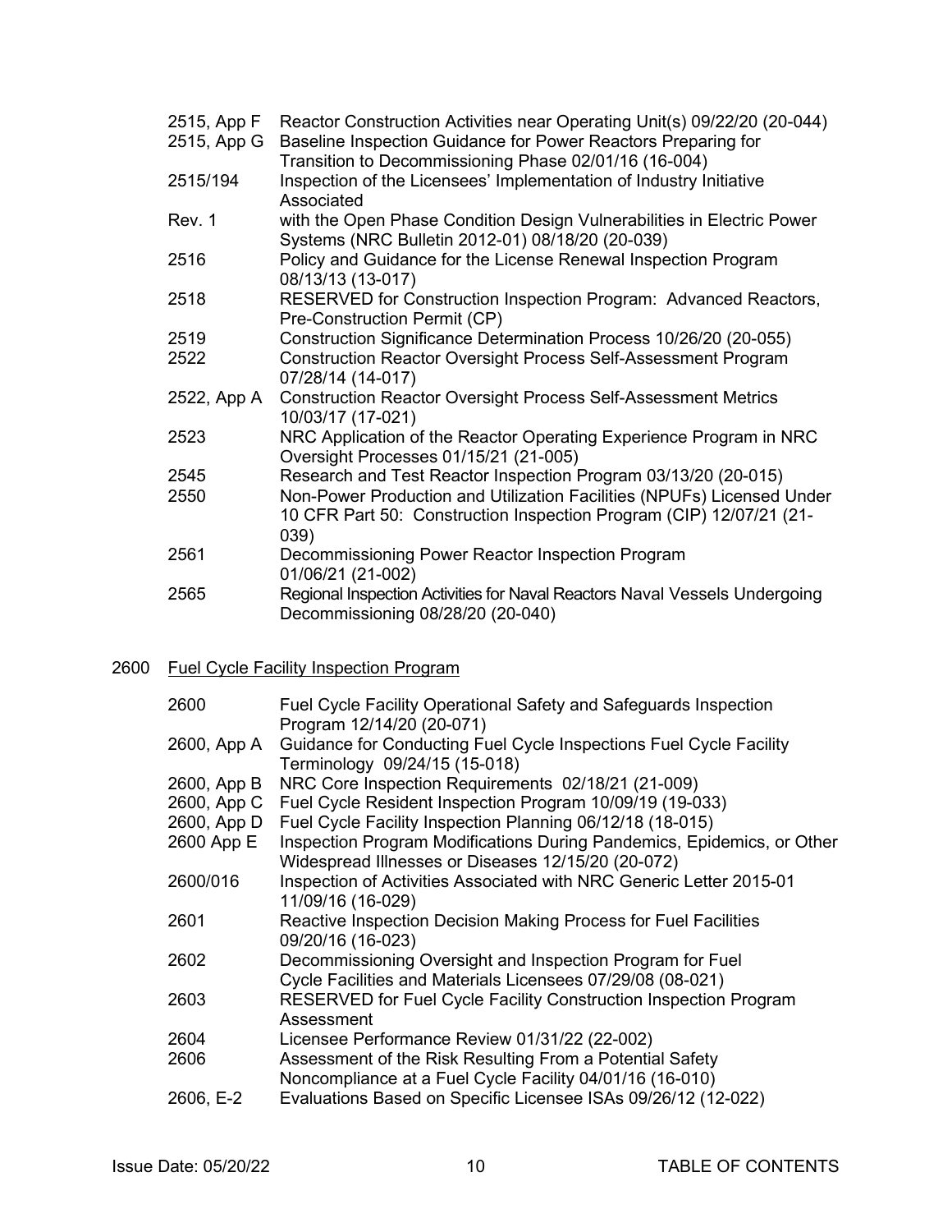| | |
|---|---|
| 2515, App F | Reactor Construction Activities near Operating Unit(s) 09/22/20 (20-044) |
| 2515, App G | Baseline Inspection Guidance for Power Reactors Preparing for Transition to Decommissioning Phase 02/01/16 (16-004) |
| 2515/194 | Inspection of the Licensees' Implementation of Industry Initiative Associated |
| Rev. 1 | with the Open Phase Condition Design Vulnerabilities in Electric Power Systems (NRC Bulletin 2012-01) 08/18/20 (20-039) |
| 2516 | Policy and Guidance for the License Renewal Inspection Program 08/13/13 (13-017) |
| 2518 | RESERVED for Construction Inspection Program: Advanced Reactors, Pre-Construction Permit (CP) |
| 2519 | Construction Significance Determination Process 10/26/20 (20-055) |
| 2522 | Construction Reactor Oversight Process Self-Assessment Program 07/28/14 (14-017) |
| 2522, App A | Construction Reactor Oversight Process Self-Assessment Metrics 10/03/17 (17-021) |
| 2523 | NRC Application of the Reactor Operating Experience Program in NRC Oversight Processes 01/15/21 (21-005) |
| 2545 | Research and Test Reactor Inspection Program 03/13/20 (20-015) |
| 2550 | Non-Power Production and Utilization Facilities (NPUFs) Licensed Under 10 CFR Part 50: Construction Inspection Program (CIP) 12/07/21 (21-039) |
| 2561 | Decommissioning Power Reactor Inspection Program 01/06/21 (21-002) |
| 2565 | Regional Inspection Activities for Naval Reactors Naval Vessels Undergoing Decommissioning 08/28/20 (20-040) |

## 2600 Fuel Cycle Facility Inspection Program

| | |
|---|---|
| 2600 | Fuel Cycle Facility Operational Safety and Safeguards Inspection Program 12/14/20 (20-071) |
| 2600, App A | Guidance for Conducting Fuel Cycle Inspections Fuel Cycle Facility Terminology 09/24/15 (15-018) |
| 2600, App B | NRC Core Inspection Requirements 02/18/21 (21-009) |
| 2600, App C | Fuel Cycle Resident Inspection Program 10/09/19 (19-033) |
| 2600, App D | Fuel Cycle Facility Inspection Planning 06/12/18 (18-015) |
| 2600 App E | Inspection Program Modifications During Pandemics, Epidemics, or Other Widespread Illnesses or Diseases 12/15/20 (20-072) |
| 2600/016 | Inspection of Activities Associated with NRC Generic Letter 2015-01 11/09/16 (16-029) |
| 2601 | Reactive Inspection Decision Making Process for Fuel Facilities 09/20/16 (16-023) |
| 2602 | Decommissioning Oversight and Inspection Program for Fuel Cycle Facilities and Materials Licensees 07/29/08 (08-021) |
| 2603 | RESERVED for Fuel Cycle Facility Construction Inspection Program Assessment |
| 2604 | Licensee Performance Review 01/31/22 (22-002) |
| 2606 | Assessment of the Risk Resulting From a Potential Safety Noncompliance at a Fuel Cycle Facility 04/01/16 (16-010) |
| 2606, E-2 | Evaluations Based on Specific Licensee ISAs 09/26/12 (12-022) |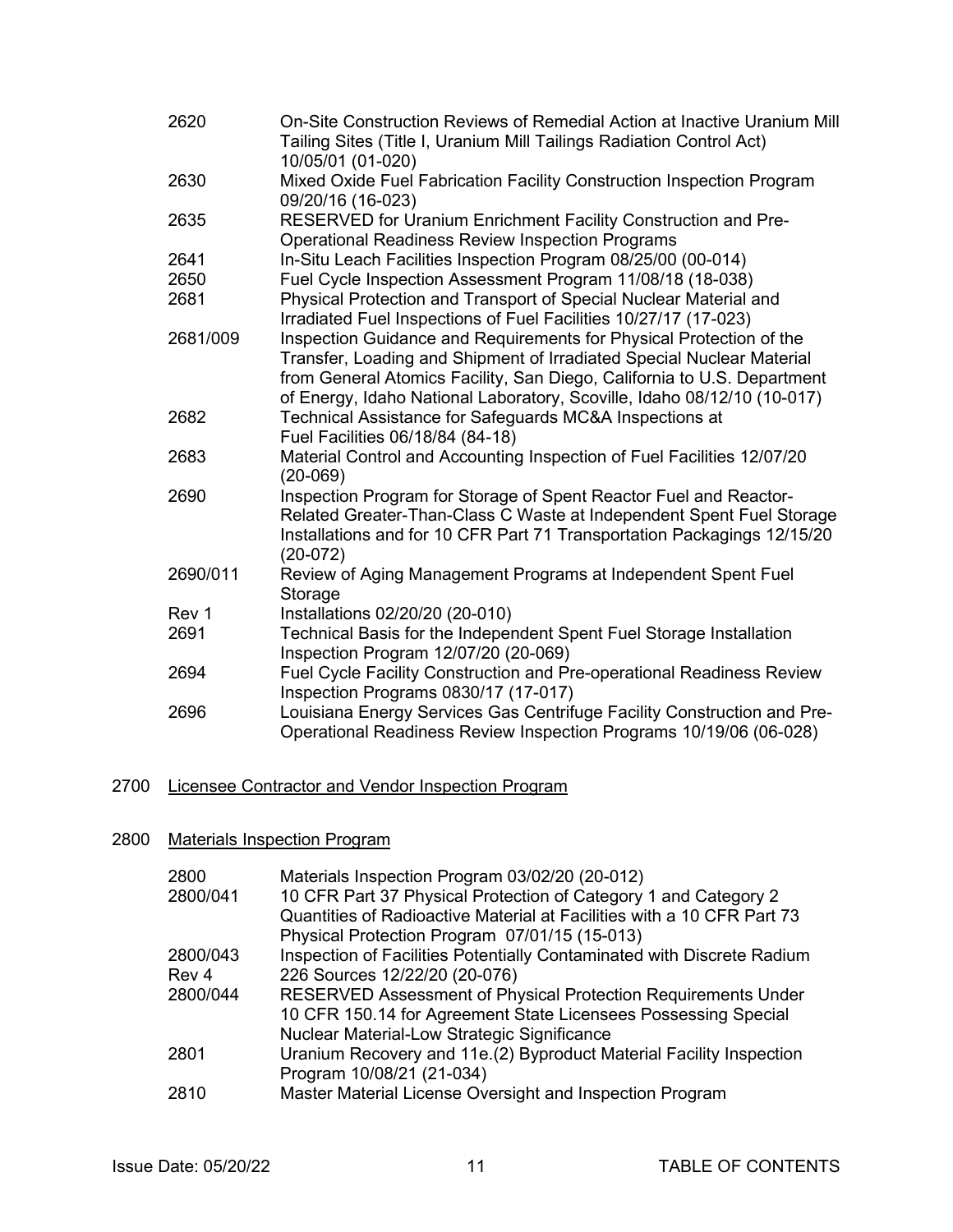| | |
|---|---|
| 2620 | On-Site Construction Reviews of Remedial Action at Inactive Uranium Mill Tailing Sites (Title I, Uranium Mill Tailings Radiation Control Act) 10/05/01 (01-020) |
| 2630 | Mixed Oxide Fuel Fabrication Facility Construction Inspection Program 09/20/16 (16-023) |
| 2635 | RESERVED for Uranium Enrichment Facility Construction and Pre-Operational Readiness Review Inspection Programs |
| 2641 | In-Situ Leach Facilities Inspection Program 08/25/00 (00-014) |
| 2650 | Fuel Cycle Inspection Assessment Program 11/08/18 (18-038) |
| 2681 | Physical Protection and Transport of Special Nuclear Material and Irradiated Fuel Inspections of Fuel Facilities 10/27/17 (17-023) |
| 2681/009 | Inspection Guidance and Requirements for Physical Protection of the Transfer, Loading and Shipment of Irradiated Special Nuclear Material from General Atomics Facility, San Diego, California to U.S. Department of Energy, Idaho National Laboratory, Scoville, Idaho 08/12/10 (10-017) |
| 2682 | Technical Assistance for Safeguards MC&A Inspections at Fuel Facilities 06/18/84 (84-18) |
| 2683 | Material Control and Accounting Inspection of Fuel Facilities 12/07/20 (20-069) |
| 2690 | Inspection Program for Storage of Spent Reactor Fuel and Reactor-Related Greater-Than-Class C Waste at Independent Spent Fuel Storage Installations and for 10 CFR Part 71 Transportation Packagings 12/15/20 (20-072) |
| 2690/011 | Review of Aging Management Programs at Independent Spent Fuel Storage |
| Rev 1 | Installations 02/20/20 (20-010) |
| 2691 | Technical Basis for the Independent Spent Fuel Storage Installation Inspection Program 12/07/20 (20-069) |
| 2694 | Fuel Cycle Facility Construction and Pre-operational Readiness Review Inspection Programs 0830/17 (17-017) |
| 2696 | Louisiana Energy Services Gas Centrifuge Facility Construction and Pre-Operational Readiness Review Inspection Programs 10/19/06 (06-028) |

2700 Licensee Contractor and Vendor Inspection Program

2800 Materials Inspection Program

| | |
|---|---|
| 2800 | Materials Inspection Program 03/02/20 (20-012) |
| 2800/041 | 10 CFR Part 37 Physical Protection of Category 1 and Category 2 Quantities of Radioactive Material at Facilities with a 10 CFR Part 73 Physical Protection Program 07/01/15 (15-013) |
| 2800/043 | Inspection of Facilities Potentially Contaminated with Discrete Radium |
| Rev 4 | 226 Sources 12/22/20 (20-076) |
| 2800/044 | RESERVED Assessment of Physical Protection Requirements Under 10 CFR 150.14 for Agreement State Licensees Possessing Special Nuclear Material-Low Strategic Significance |
| 2801 | Uranium Recovery and 11e.(2) Byproduct Material Facility Inspection Program 10/08/21 (21-034) |
| 2810 | Master Material License Oversight and Inspection Program |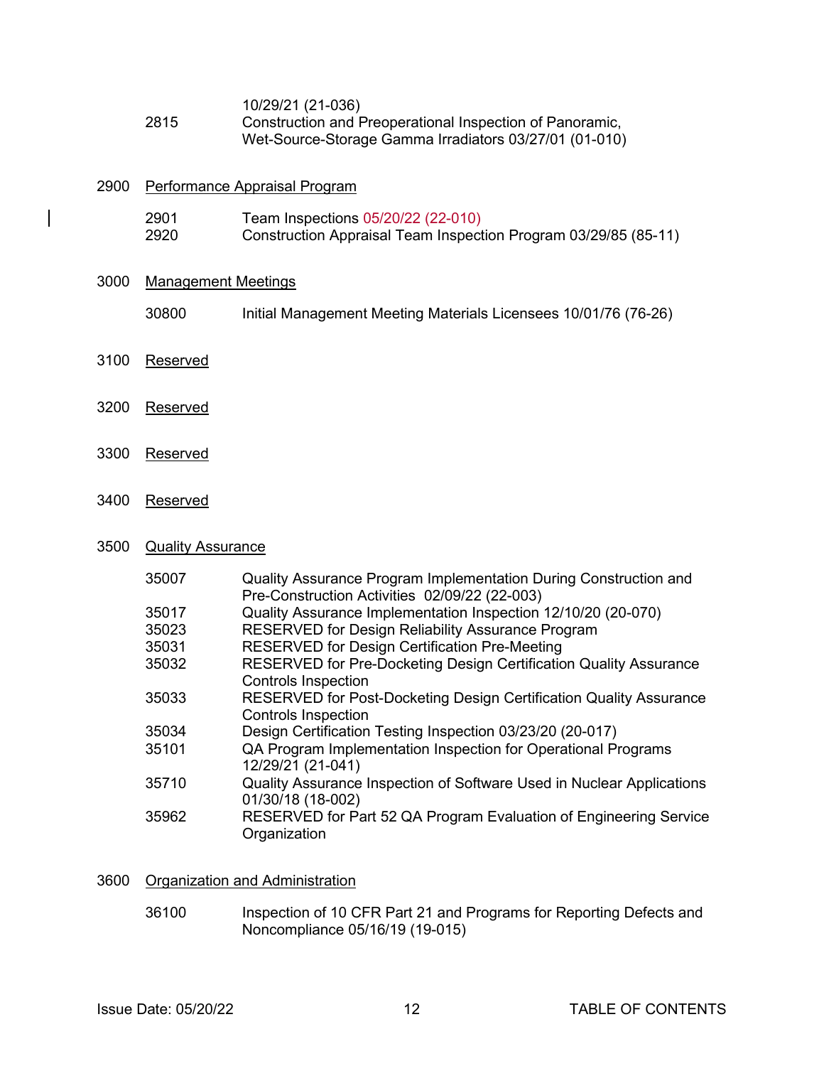10/29/21 (21-036)
2815 Construction and Preoperational Inspection of Panoramic, Wet-Source-Storage Gamma Irradiators 03/27/01 (01-010)

2900 Performance Appraisal Program

| | |
|---|---|
| 2901 | Team Inspections 05/20/22 (22-010) |
| 2920 | Construction Appraisal Team Inspection Program 03/29/85 (85-11) |

3000 Management Meetings

| | |
|---|---|
| 30800 | Initial Management Meeting Materials Licensees 10/01/76 (76-26) |

3100 Reserved

3200 Reserved

3300 Reserved

3400 Reserved

3500 Quality Assurance

| | |
|---|---|
| 35007 | Quality Assurance Program Implementation During Construction and Pre-Construction Activities 02/09/22 (22-003) |
| 35017 | Quality Assurance Implementation Inspection 12/10/20 (20-070) |
| 35023 | RESERVED for Design Reliability Assurance Program |
| 35031 | RESERVED for Design Certification Pre-Meeting |
| 35032 | RESERVED for Pre-Docketing Design Certification Quality Assurance Controls Inspection |
| 35033 | RESERVED for Post-Docketing Design Certification Quality Assurance Controls Inspection |
| 35034 | Design Certification Testing Inspection 03/23/20 (20-017) |
| 35101 | QA Program Implementation Inspection for Operational Programs 12/29/21 (21-041) |
| 35710 | Quality Assurance Inspection of Software Used in Nuclear Applications 01/30/18 (18-002) |
| 35962 | RESERVED for Part 52 QA Program Evaluation of Engineering Service Organization |

3600 Organization and Administration

| | |
|---|---|
| 36100 | Inspection of 10 CFR Part 21 and Programs for Reporting Defects and Noncompliance 05/16/19 (19-015) |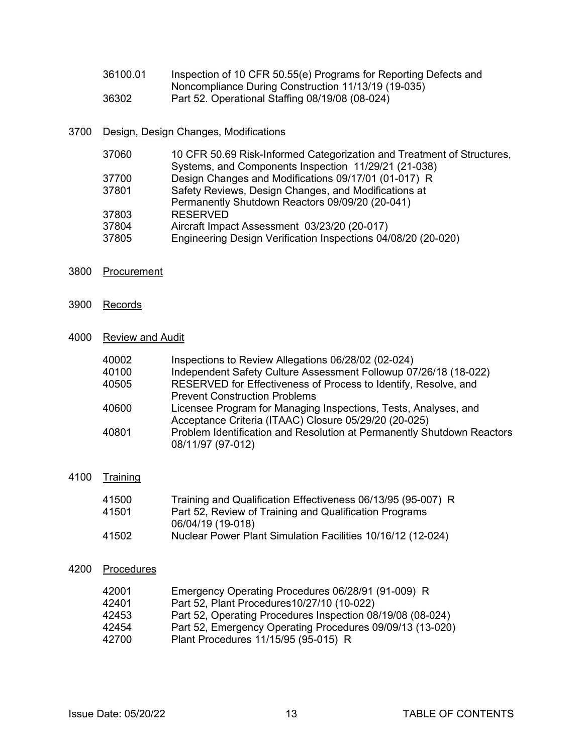36100.01 Inspection of 10 CFR 50.55(e) Programs for Reporting Defects and Noncompliance During Construction 11/13/19 (19-035)

36302 Part 52. Operational Staffing 08/19/08 (08-024)

3700 Design, Design Changes, Modifications

37060 10 CFR 50.69 Risk-Informed Categorization and Treatment of Structures, Systems, and Components Inspection 11/29/21 (21-038)

37700 Design Changes and Modifications 09/17/01 (01-017) R

37801 Safety Reviews, Design Changes, and Modifications at Permanently Shutdown Reactors 09/09/20 (20-041)

37803 RESERVED

37804 Aircraft Impact Assessment 03/23/20 (20-017)

37805 Engineering Design Verification Inspections 04/08/20 (20-020)

3800 Procurement

3900 Records

4000 Review and Audit

40002 Inspections to Review Allegations 06/28/02 (02-024)

40100 Independent Safety Culture Assessment Followup 07/26/18 (18-022)

40505 RESERVED for Effectiveness of Process to Identify, Resolve, and Prevent Construction Problems

40600 Licensee Program for Managing Inspections, Tests, Analyses, and Acceptance Criteria (ITAAC) Closure 05/29/20 (20-025)

40801 Problem Identification and Resolution at Permanently Shutdown Reactors 08/11/97 (97-012)

4100 Training

41500 Training and Qualification Effectiveness 06/13/95 (95-007) R

41501 Part 52, Review of Training and Qualification Programs 06/04/19 (19-018)

41502 Nuclear Power Plant Simulation Facilities 10/16/12 (12-024)

4200 Procedures

42001 Emergency Operating Procedures 06/28/91 (91-009) R

42401 Part 52, Plant Procedures10/27/10 (10-022)

42453 Part 52, Operating Procedures Inspection 08/19/08 (08-024)

42454 Part 52, Emergency Operating Procedures 09/09/13 (13-020)

42700 Plant Procedures 11/15/95 (95-015) R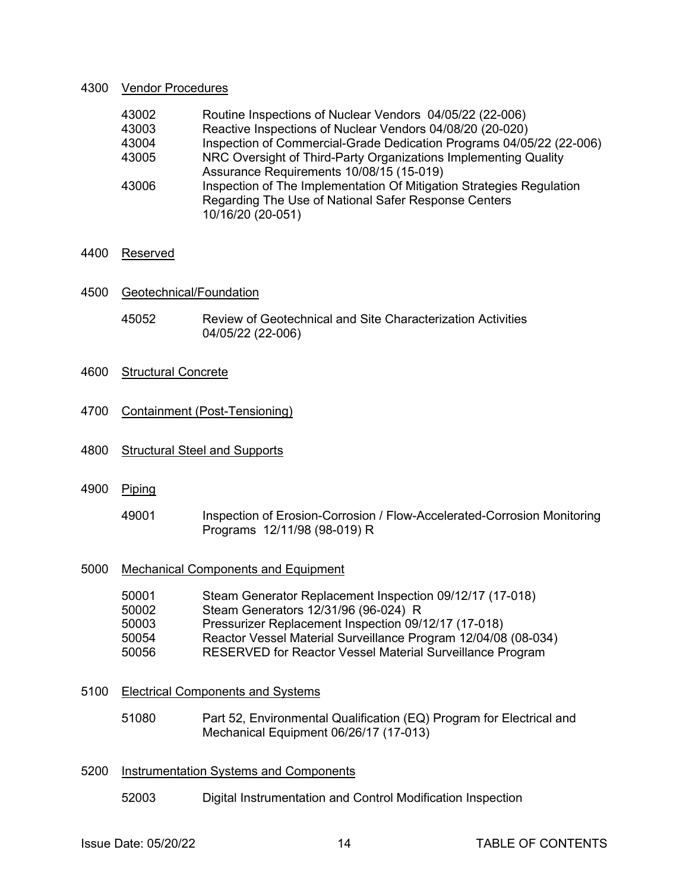4300 Vendor Procedures

| | |
|---|---|
| 43002 | Routine Inspections of Nuclear Vendors 04/05/22 (22-006) |
| 43003 | Reactive Inspections of Nuclear Vendors 04/08/20 (20-020) |
| 43004 | Inspection of Commercial-Grade Dedication Programs 04/05/22 (22-006) |
| 43005 | NRC Oversight of Third-Party Organizations Implementing Quality Assurance Requirements 10/08/15 (15-019) |
| 43006 | Inspection of The Implementation Of Mitigation Strategies Regulation Regarding The Use of National Safer Response Centers 10/16/20 (20-051) |

4400 Reserved

4500 Geotechnical/Foundation

| | |
|---|---|
| 45052 | Review of Geotechnical and Site Characterization Activities 04/05/22 (22-006) |

4600 Structural Concrete

4700 Containment (Post-Tensioning)

4800 Structural Steel and Supports

4900 Piping

| | |
|---|---|
| 49001 | Inspection of Erosion-Corrosion / Flow-Accelerated-Corrosion Monitoring Programs 12/11/98 (98-019) R |

5000 Mechanical Components and Equipment

| | |
|---|---|
| 50001 | Steam Generator Replacement Inspection 09/12/17 (17-018) |
| 50002 | Steam Generators 12/31/96 (96-024) R |
| 50003 | Pressurizer Replacement Inspection 09/12/17 (17-018) |
| 50054 | Reactor Vessel Material Surveillance Program 12/04/08 (08-034) |
| 50056 | RESERVED for Reactor Vessel Material Surveillance Program |

5100 Electrical Components and Systems

| | |
|---|---|
| 51080 | Part 52, Environmental Qualification (EQ) Program for Electrical and Mechanical Equipment 06/26/17 (17-013) |

5200 Instrumentation Systems and Components

| | |
|---|---|
| 52003 | Digital Instrumentation and Control Modification Inspection |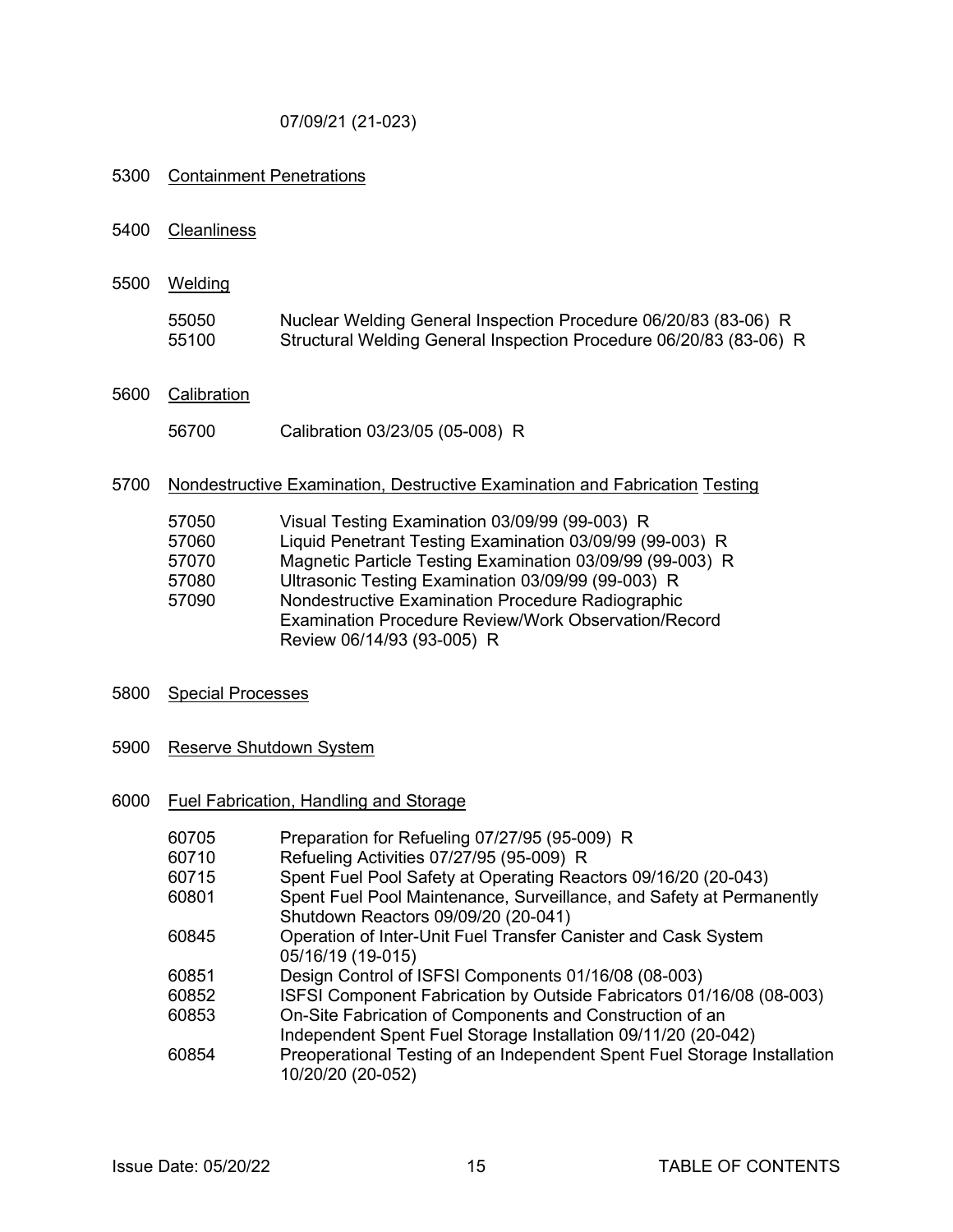07/09/21 (21-023)

5300 Containment Penetrations

5400 Cleanliness

5500 Welding

| | |
|---|---|
| 55050 | Nuclear Welding General Inspection Procedure 06/20/83 (83-06) R |
| 55100 | Structural Welding General Inspection Procedure 06/20/83 (83-06) R |

5600 Calibration

| | |
|---|---|
| 56700 | Calibration 03/23/05 (05-008) R |

5700 Nondestructive Examination, Destructive Examination and Fabrication Testing

| | |
|---|---|
| 57050 | Visual Testing Examination 03/09/99 (99-003) R |
| 57060 | Liquid Penetrant Testing Examination 03/09/99 (99-003) R |
| 57070 | Magnetic Particle Testing Examination 03/09/99 (99-003) R |
| 57080 | Ultrasonic Testing Examination 03/09/99 (99-003) R |
| 57090 | Nondestructive Examination Procedure Radiographic Examination Procedure Review/Work Observation/Record Review 06/14/93 (93-005) R |

5800 Special Processes

5900 Reserve Shutdown System

6000 Fuel Fabrication, Handling and Storage

| | |
|---|---|
| 60705 | Preparation for Refueling 07/27/95 (95-009) R |
| 60710 | Refueling Activities 07/27/95 (95-009) R |
| 60715 | Spent Fuel Pool Safety at Operating Reactors 09/16/20 (20-043) |
| 60801 | Spent Fuel Pool Maintenance, Surveillance, and Safety at Permanently Shutdown Reactors 09/09/20 (20-041) |
| 60845 | Operation of Inter-Unit Fuel Transfer Canister and Cask System 05/16/19 (19-015) |
| 60851 | Design Control of ISFSI Components 01/16/08 (08-003) |
| 60852 | ISFSI Component Fabrication by Outside Fabricators 01/16/08 (08-003) |
| 60853 | On-Site Fabrication of Components and Construction of an Independent Spent Fuel Storage Installation 09/11/20 (20-042) |
| 60854 | Preoperational Testing of an Independent Spent Fuel Storage Installation 10/20/20 (20-052) |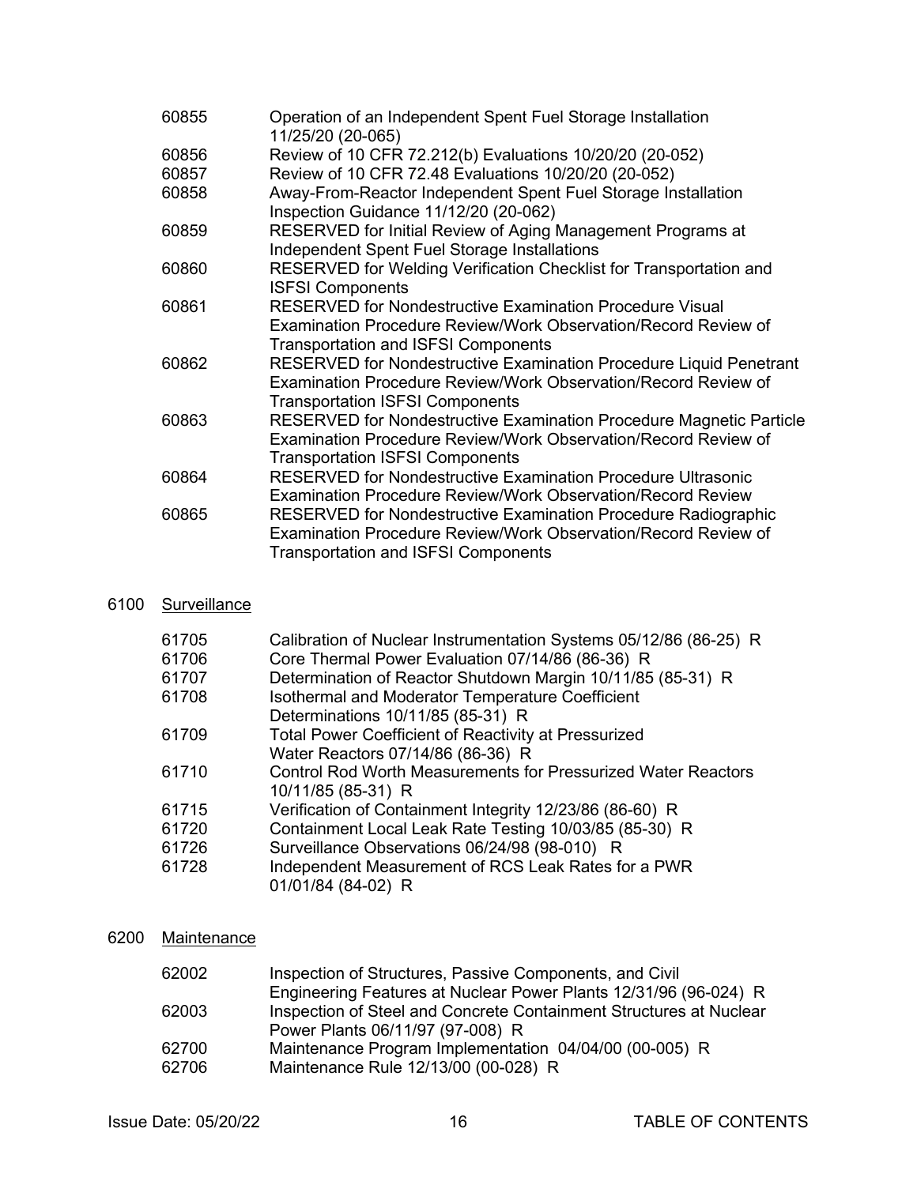| | |
|---|---|
| 60855 | Operation of an Independent Spent Fuel Storage Installation 11/25/20 (20-065) |
| 60856 | Review of 10 CFR 72.212(b) Evaluations 10/20/20 (20-052) |
| 60857 | Review of 10 CFR 72.48 Evaluations 10/20/20 (20-052) |
| 60858 | Away-From-Reactor Independent Spent Fuel Storage Installation Inspection Guidance 11/12/20 (20-062) |
| 60859 | RESERVED for Initial Review of Aging Management Programs at Independent Spent Fuel Storage Installations |
| 60860 | RESERVED for Welding Verification Checklist for Transportation and ISFSI Components |
| 60861 | RESERVED for Nondestructive Examination Procedure Visual Examination Procedure Review/Work Observation/Record Review of Transportation and ISFSI Components |
| 60862 | RESERVED for Nondestructive Examination Procedure Liquid Penetrant Examination Procedure Review/Work Observation/Record Review of Transportation ISFSI Components |
| 60863 | RESERVED for Nondestructive Examination Procedure Magnetic Particle Examination Procedure Review/Work Observation/Record Review of Transportation ISFSI Components |
| 60864 | RESERVED for Nondestructive Examination Procedure Ultrasonic Examination Procedure Review/Work Observation/Record Review |
| 60865 | RESERVED for Nondestructive Examination Procedure Radiographic Examination Procedure Review/Work Observation/Record Review of Transportation and ISFSI Components |

## 6100 Surveillance

| | |
|---|---|
| 61705 | Calibration of Nuclear Instrumentation Systems 05/12/86 (86-25) R |
| 61706 | Core Thermal Power Evaluation 07/14/86 (86-36) R |
| 61707 | Determination of Reactor Shutdown Margin 10/11/85 (85-31) R |
| 61708 | Isothermal and Moderator Temperature Coefficient Determinations 10/11/85 (85-31) R |
| 61709 | Total Power Coefficient of Reactivity at Pressurized Water Reactors 07/14/86 (86-36) R |
| 61710 | Control Rod Worth Measurements for Pressurized Water Reactors 10/11/85 (85-31) R |
| 61715 | Verification of Containment Integrity 12/23/86 (86-60) R |
| 61720 | Containment Local Leak Rate Testing 10/03/85 (85-30) R |
| 61726 | Surveillance Observations 06/24/98 (98-010) R |
| 61728 | Independent Measurement of RCS Leak Rates for a PWR 01/01/84 (84-02) R |

## 6200 Maintenance

| | |
|---|---|
| 62002 | Inspection of Structures, Passive Components, and Civil Engineering Features at Nuclear Power Plants 12/31/96 (96-024) R |
| 62003 | Inspection of Steel and Concrete Containment Structures at Nuclear Power Plants 06/11/97 (97-008) R |
| 62700 | Maintenance Program Implementation 04/04/00 (00-005) R |
| 62706 | Maintenance Rule 12/13/00 (00-028) R |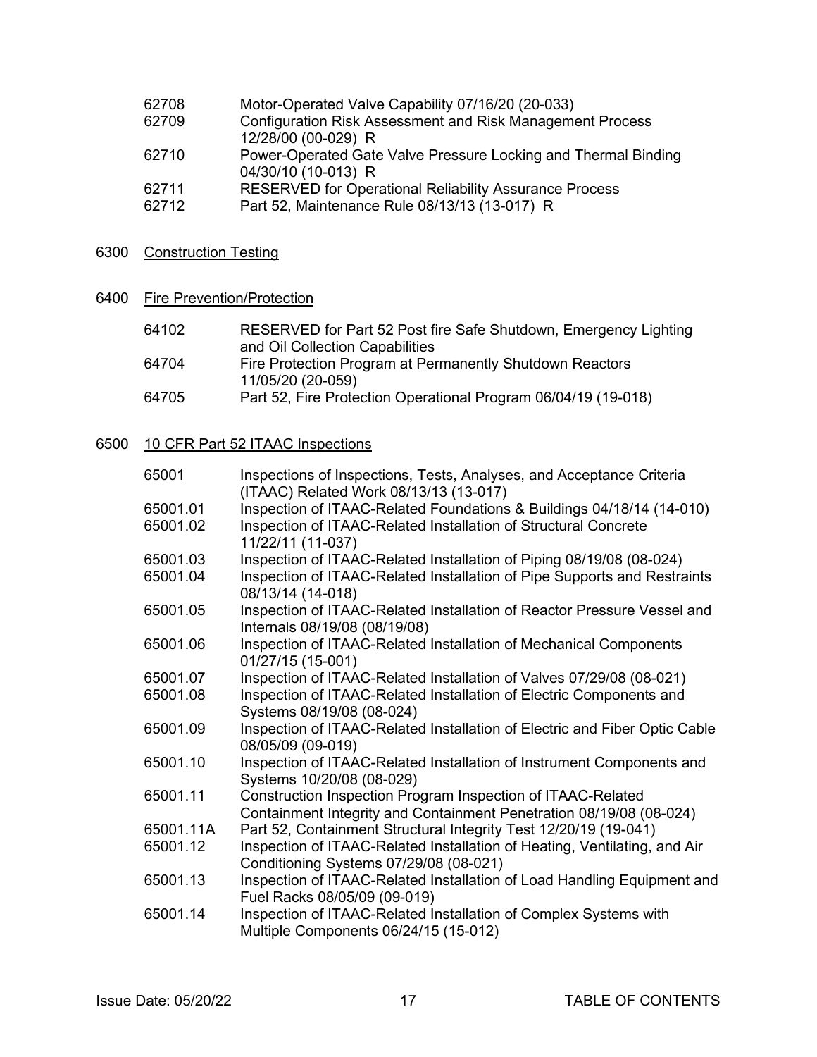| | |
|---|---|
| 62708 | Motor-Operated Valve Capability 07/16/20 (20-033) |
| 62709 | Configuration Risk Assessment and Risk Management Process 12/28/00 (00-029) R |
| 62710 | Power-Operated Gate Valve Pressure Locking and Thermal Binding 04/30/10 (10-013) R |
| 62711 | RESERVED for Operational Reliability Assurance Process |
| 62712 | Part 52, Maintenance Rule 08/13/13 (13-017) R |

## 6300 Construction Testing

## 6400 Fire Prevention/Protection

| | |
|---|---|
| 64102 | RESERVED for Part 52 Post fire Safe Shutdown, Emergency Lighting and Oil Collection Capabilities |
| 64704 | Fire Protection Program at Permanently Shutdown Reactors 11/05/20 (20-059) |
| 64705 | Part 52, Fire Protection Operational Program 06/04/19 (19-018) |

## 6500 10 CFR Part 52 ITAAC Inspections

| | |
|---|---|
| 65001 | Inspections of Inspections, Tests, Analyses, and Acceptance Criteria (ITAAC) Related Work 08/13/13 (13-017) |
| 65001.01 | Inspection of ITAAC-Related Foundations & Buildings 04/18/14 (14-010) |
| 65001.02 | Inspection of ITAAC-Related Installation of Structural Concrete 11/22/11 (11-037) |
| 65001.03 | Inspection of ITAAC-Related Installation of Piping 08/19/08 (08-024) |
| 65001.04 | Inspection of ITAAC-Related Installation of Pipe Supports and Restraints 08/13/14 (14-018) |
| 65001.05 | Inspection of ITAAC-Related Installation of Reactor Pressure Vessel and Internals 08/19/08 (08/19/08) |
| 65001.06 | Inspection of ITAAC-Related Installation of Mechanical Components 01/27/15 (15-001) |
| 65001.07 | Inspection of ITAAC-Related Installation of Valves 07/29/08 (08-021) |
| 65001.08 | Inspection of ITAAC-Related Installation of Electric Components and Systems 08/19/08 (08-024) |
| 65001.09 | Inspection of ITAAC-Related Installation of Electric and Fiber Optic Cable 08/05/09 (09-019) |
| 65001.10 | Inspection of ITAAC-Related Installation of Instrument Components and Systems 10/20/08 (08-029) |
| 65001.11 | Construction Inspection Program Inspection of ITAAC-Related Containment Integrity and Containment Penetration 08/19/08 (08-024) |
| 65001.11A | Part 52, Containment Structural Integrity Test 12/20/19 (19-041) |
| 65001.12 | Inspection of ITAAC-Related Installation of Heating, Ventilating, and Air Conditioning Systems 07/29/08 (08-021) |
| 65001.13 | Inspection of ITAAC-Related Installation of Load Handling Equipment and Fuel Racks 08/05/09 (09-019) |
| 65001.14 | Inspection of ITAAC-Related Installation of Complex Systems with Multiple Components 06/24/15 (15-012) |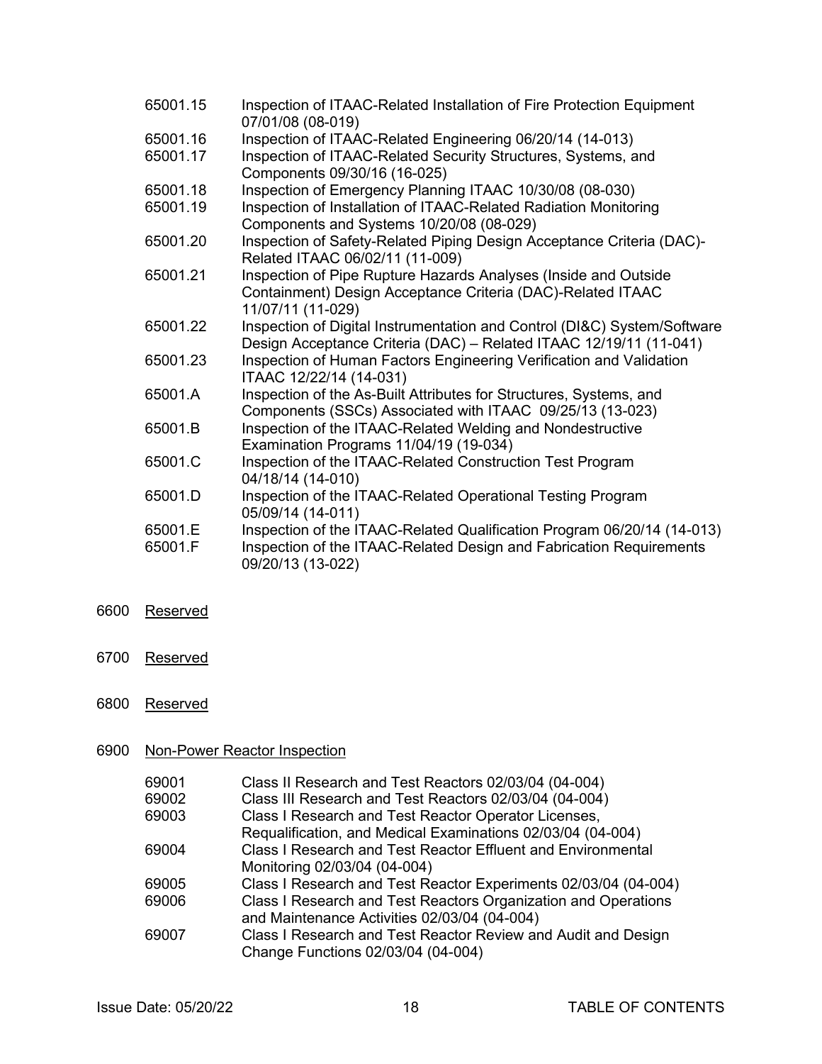65001.15 Inspection of ITAAC-Related Installation of Fire Protection Equipment 07/01/08 (08-019)

65001.16 Inspection of ITAAC-Related Engineering 06/20/14 (14-013)

65001.17 Inspection of ITAAC-Related Security Structures, Systems, and Components 09/30/16 (16-025)

65001.18 Inspection of Emergency Planning ITAAC 10/30/08 (08-030)

65001.19 Inspection of Installation of ITAAC-Related Radiation Monitoring Components and Systems 10/20/08 (08-029)

65001.20 Inspection of Safety-Related Piping Design Acceptance Criteria (DAC)-Related ITAAC 06/02/11 (11-009)

65001.21 Inspection of Pipe Rupture Hazards Analyses (Inside and Outside Containment) Design Acceptance Criteria (DAC)-Related ITAAC 11/07/11 (11-029)

65001.22 Inspection of Digital Instrumentation and Control (DI&C) System/Software Design Acceptance Criteria (DAC) – Related ITAAC 12/19/11 (11-041)

65001.23 Inspection of Human Factors Engineering Verification and Validation ITAAC 12/22/14 (14-031)

65001.A Inspection of the As-Built Attributes for Structures, Systems, and Components (SSCs) Associated with ITAAC 09/25/13 (13-023)

65001.B Inspection of the ITAAC-Related Welding and Nondestructive Examination Programs 11/04/19 (19-034)

65001.C Inspection of the ITAAC-Related Construction Test Program 04/18/14 (14-010)

65001.D Inspection of the ITAAC-Related Operational Testing Program 05/09/14 (14-011)

65001.E Inspection of the ITAAC-Related Qualification Program 06/20/14 (14-013)

65001.F Inspection of the ITAAC-Related Design and Fabrication Requirements 09/20/13 (13-022)

## 6600 Reserved

## 6700 Reserved

## 6800 Reserved

## 6900 Non-Power Reactor Inspection

69001 Class II Research and Test Reactors 02/03/04 (04-004)

69002 Class III Research and Test Reactors 02/03/04 (04-004)

69003 Class I Research and Test Reactor Operator Licenses, Requalification, and Medical Examinations 02/03/04 (04-004)

69004 Class I Research and Test Reactor Effluent and Environmental Monitoring 02/03/04 (04-004)

69005 Class I Research and Test Reactor Experiments 02/03/04 (04-004)

69006 Class I Research and Test Reactors Organization and Operations and Maintenance Activities 02/03/04 (04-004)

69007 Class I Research and Test Reactor Review and Audit and Design Change Functions 02/03/04 (04-004)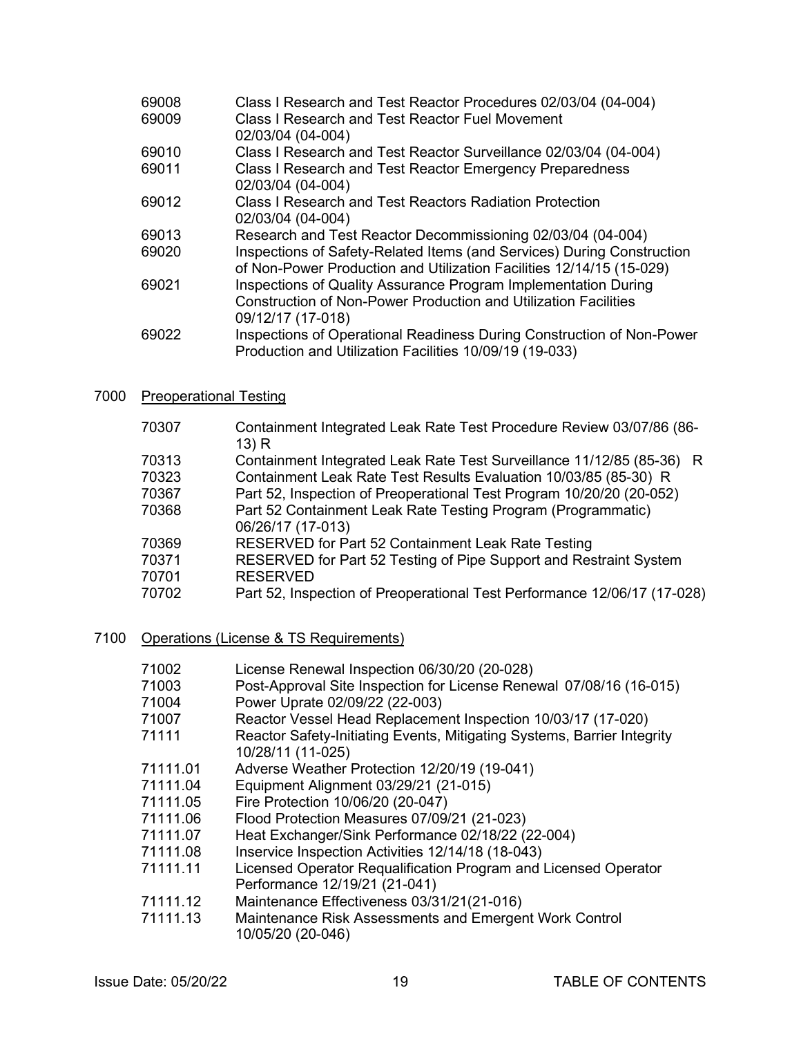| | |
|---|---|
| 69008 | Class I Research and Test Reactor Procedures 02/03/04 (04-004) |
| 69009 | Class I Research and Test Reactor Fuel Movement 02/03/04 (04-004) |
| 69010 | Class I Research and Test Reactor Surveillance 02/03/04 (04-004) |
| 69011 | Class I Research and Test Reactor Emergency Preparedness 02/03/04 (04-004) |
| 69012 | Class I Research and Test Reactors Radiation Protection 02/03/04 (04-004) |
| 69013 | Research and Test Reactor Decommissioning 02/03/04 (04-004) |
| 69020 | Inspections of Safety-Related Items (and Services) During Construction of Non-Power Production and Utilization Facilities 12/14/15 (15-029) |
| 69021 | Inspections of Quality Assurance Program Implementation During Construction of Non-Power Production and Utilization Facilities 09/12/17 (17-018) |
| 69022 | Inspections of Operational Readiness During Construction of Non-Power Production and Utilization Facilities 10/09/19 (19-033) |

## 7000 Preoperational Testing

| | |
|---|---|
| 70307 | Containment Integrated Leak Rate Test Procedure Review 03/07/86 (86-13) R |
| 70313 | Containment Integrated Leak Rate Test Surveillance 11/12/85 (85-36) R |
| 70323 | Containment Leak Rate Test Results Evaluation 10/03/85 (85-30) R |
| 70367 | Part 52, Inspection of Preoperational Test Program 10/20/20 (20-052) |
| 70368 | Part 52 Containment Leak Rate Testing Program (Programmatic) 06/26/17 (17-013) |
| 70369 | RESERVED for Part 52 Containment Leak Rate Testing |
| 70371 | RESERVED for Part 52 Testing of Pipe Support and Restraint System |
| 70701 | RESERVED |
| 70702 | Part 52, Inspection of Preoperational Test Performance 12/06/17 (17-028) |

## 7100 Operations (License & TS Requirements)

| | |
|---|---|
| 71002 | License Renewal Inspection 06/30/20 (20-028) |
| 71003 | Post-Approval Site Inspection for License Renewal 07/08/16 (16-015) |
| 71004 | Power Uprate 02/09/22 (22-003) |
| 71007 | Reactor Vessel Head Replacement Inspection 10/03/17 (17-020) |
| 71111 | Reactor Safety-Initiating Events, Mitigating Systems, Barrier Integrity 10/28/11 (11-025) |
| 71111.01 | Adverse Weather Protection 12/20/19 (19-041) |
| 71111.04 | Equipment Alignment 03/29/21 (21-015) |
| 71111.05 | Fire Protection 10/06/20 (20-047) |
| 71111.06 | Flood Protection Measures 07/09/21 (21-023) |
| 71111.07 | Heat Exchanger/Sink Performance 02/18/22 (22-004) |
| 71111.08 | Inservice Inspection Activities 12/14/18 (18-043) |
| 71111.11 | Licensed Operator Requalification Program and Licensed Operator Performance 12/19/21 (21-041) |
| 71111.12 | Maintenance Effectiveness 03/31/21(21-016) |
| 71111.13 | Maintenance Risk Assessments and Emergent Work Control 10/05/20 (20-046) |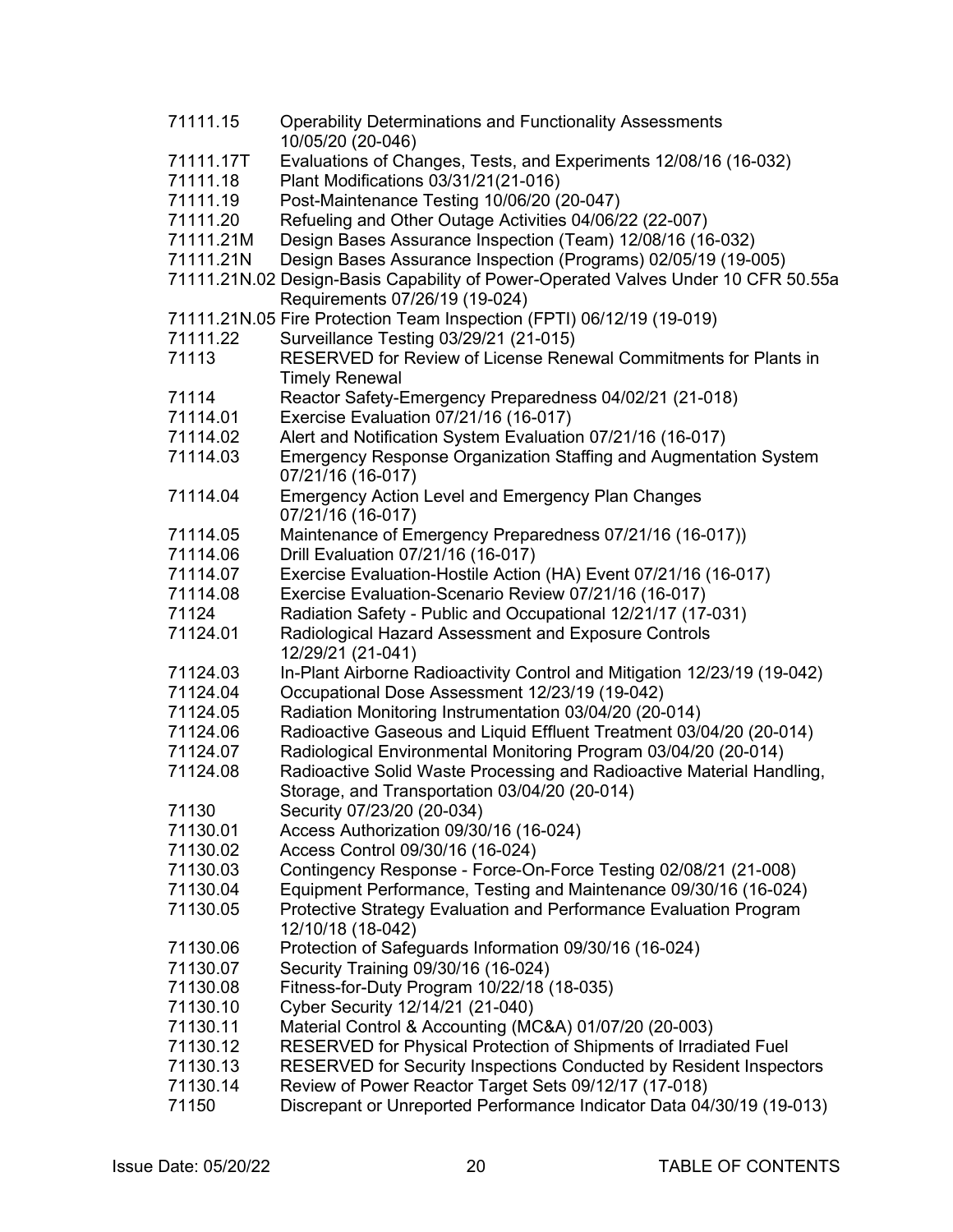| | |
|---|---|
| 71111.15 | Operability Determinations and Functionality Assessments 10/05/20 (20-046) |
| 71111.17T | Evaluations of Changes, Tests, and Experiments 12/08/16 (16-032) |
| 71111.18 | Plant Modifications 03/31/21(21-016) |
| 71111.19 | Post-Maintenance Testing 10/06/20 (20-047) |
| 71111.20 | Refueling and Other Outage Activities 04/06/22 (22-007) |
| 71111.21M | Design Bases Assurance Inspection (Team) 12/08/16 (16-032) |
| 71111.21N | Design Bases Assurance Inspection (Programs) 02/05/19 (19-005) |
| 71111.21N.02 | Design-Basis Capability of Power-Operated Valves Under 10 CFR 50.55a Requirements 07/26/19 (19-024) |
| 71111.21N.05 | Fire Protection Team Inspection (FPTI) 06/12/19 (19-019) |
| 71111.22 | Surveillance Testing 03/29/21 (21-015) |
| 71113 | RESERVED for Review of License Renewal Commitments for Plants in Timely Renewal |
| 71114 | Reactor Safety-Emergency Preparedness 04/02/21 (21-018) |
| 71114.01 | Exercise Evaluation 07/21/16 (16-017) |
| 71114.02 | Alert and Notification System Evaluation 07/21/16 (16-017) |
| 71114.03 | Emergency Response Organization Staffing and Augmentation System 07/21/16 (16-017) |
| 71114.04 | Emergency Action Level and Emergency Plan Changes 07/21/16 (16-017) |
| 71114.05 | Maintenance of Emergency Preparedness 07/21/16 (16-017)) |
| 71114.06 | Drill Evaluation 07/21/16 (16-017) |
| 71114.07 | Exercise Evaluation-Hostile Action (HA) Event 07/21/16 (16-017) |
| 71114.08 | Exercise Evaluation-Scenario Review 07/21/16 (16-017) |
| 71124 | Radiation Safety - Public and Occupational 12/21/17 (17-031) |
| 71124.01 | Radiological Hazard Assessment and Exposure Controls 12/29/21 (21-041) |
| 71124.03 | In-Plant Airborne Radioactivity Control and Mitigation 12/23/19 (19-042) |
| 71124.04 | Occupational Dose Assessment 12/23/19 (19-042) |
| 71124.05 | Radiation Monitoring Instrumentation 03/04/20 (20-014) |
| 71124.06 | Radioactive Gaseous and Liquid Effluent Treatment 03/04/20 (20-014) |
| 71124.07 | Radiological Environmental Monitoring Program 03/04/20 (20-014) |
| 71124.08 | Radioactive Solid Waste Processing and Radioactive Material Handling, Storage, and Transportation 03/04/20 (20-014) |
| 71130 | Security 07/23/20 (20-034) |
| 71130.01 | Access Authorization 09/30/16 (16-024) |
| 71130.02 | Access Control 09/30/16 (16-024) |
| 71130.03 | Contingency Response - Force-On-Force Testing 02/08/21 (21-008) |
| 71130.04 | Equipment Performance, Testing and Maintenance 09/30/16 (16-024) |
| 71130.05 | Protective Strategy Evaluation and Performance Evaluation Program 12/10/18 (18-042) |
| 71130.06 | Protection of Safeguards Information 09/30/16 (16-024) |
| 71130.07 | Security Training 09/30/16 (16-024) |
| 71130.08 | Fitness-for-Duty Program 10/22/18 (18-035) |
| 71130.10 | Cyber Security 12/14/21 (21-040) |
| 71130.11 | Material Control & Accounting (MC&A) 01/07/20 (20-003) |
| 71130.12 | RESERVED for Physical Protection of Shipments of Irradiated Fuel |
| 71130.13 | RESERVED for Security Inspections Conducted by Resident Inspectors |
| 71130.14 | Review of Power Reactor Target Sets 09/12/17 (17-018) |
| 71150 | Discrepant or Unreported Performance Indicator Data 04/30/19 (19-013) |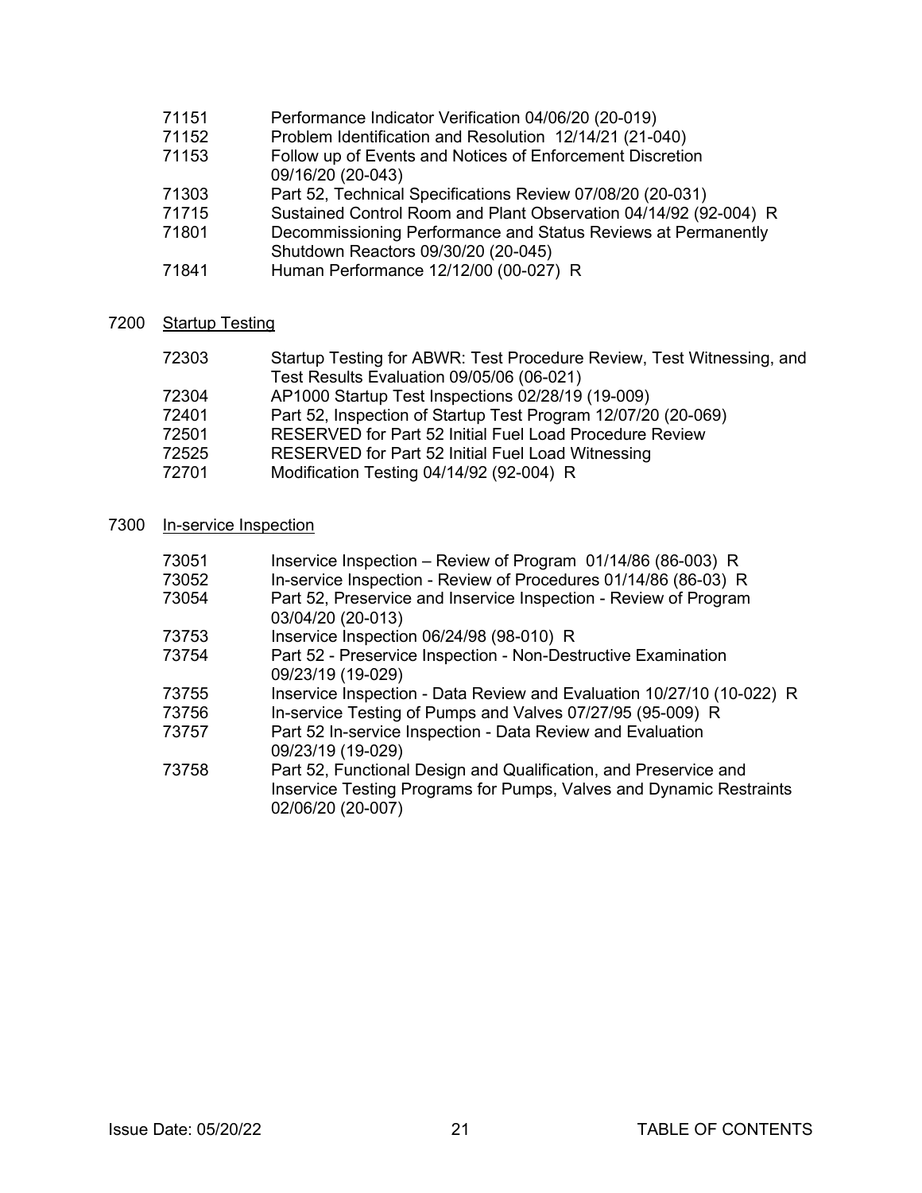71151 Performance Indicator Verification 04/06/20 (20-019)
71152 Problem Identification and Resolution 12/14/21 (21-040)
71153 Follow up of Events and Notices of Enforcement Discretion 09/16/20 (20-043)
71303 Part 52, Technical Specifications Review 07/08/20 (20-031)
71715 Sustained Control Room and Plant Observation 04/14/92 (92-004) R
71801 Decommissioning Performance and Status Reviews at Permanently Shutdown Reactors 09/30/20 (20-045)
71841 Human Performance 12/12/00 (00-027) R

## 7200 Startup Testing

72303 Startup Testing for ABWR: Test Procedure Review, Test Witnessing, and Test Results Evaluation 09/05/06 (06-021)
72304 AP1000 Startup Test Inspections 02/28/19 (19-009)
72401 Part 52, Inspection of Startup Test Program 12/07/20 (20-069)
72501 RESERVED for Part 52 Initial Fuel Load Procedure Review
72525 RESERVED for Part 52 Initial Fuel Load Witnessing
72701 Modification Testing 04/14/92 (92-004) R

## 7300 In-service Inspection

73051 Inservice Inspection – Review of Program 01/14/86 (86-003) R
73052 In-service Inspection - Review of Procedures 01/14/86 (86-03) R
73054 Part 52, Preservice and Inservice Inspection - Review of Program 03/04/20 (20-013)
73753 Inservice Inspection 06/24/98 (98-010) R
73754 Part 52 - Preservice Inspection - Non-Destructive Examination 09/23/19 (19-029)
73755 Inservice Inspection - Data Review and Evaluation 10/27/10 (10-022) R
73756 In-service Testing of Pumps and Valves 07/27/95 (95-009) R
73757 Part 52 In-service Inspection - Data Review and Evaluation 09/23/19 (19-029)
73758 Part 52, Functional Design and Qualification, and Preservice and Inservice Testing Programs for Pumps, Valves and Dynamic Restraints 02/06/20 (20-007)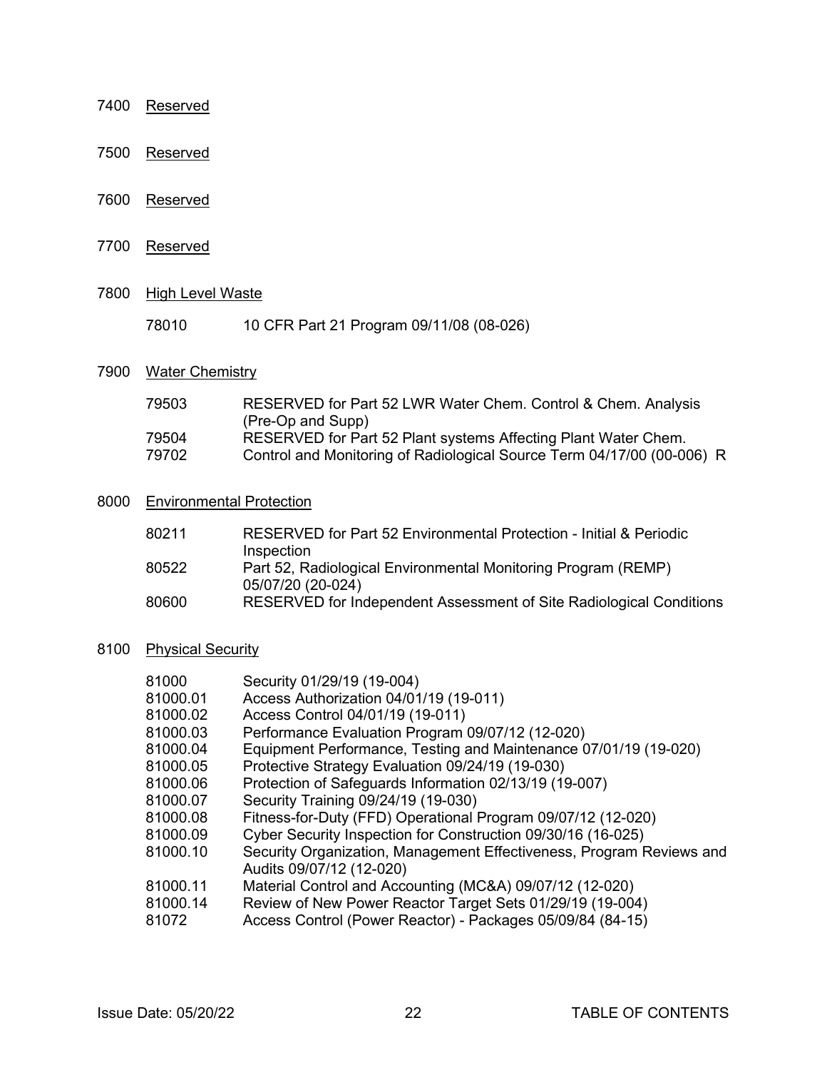7400 <u>Reserved</u>

7500 <u>Reserved</u>

7600 <u>Reserved</u>

7700 <u>Reserved</u>

7800 <u>High Level Waste</u>

| | |
|---|---|
| 78010 | 10 CFR Part 21 Program 09/11/08 (08-026) |

7900 <u>Water Chemistry</u>

| | |
|---|---|
| 79503 | RESERVED for Part 52 LWR Water Chem. Control & Chem. Analysis (Pre-Op and Supp) |
| 79504 | RESERVED for Part 52 Plant systems Affecting Plant Water Chem. |
| 79702 | Control and Monitoring of Radiological Source Term 04/17/00 (00-006) R |

8000 <u>Environmental Protection</u>

| | |
|---|---|
| 80211 | RESERVED for Part 52 Environmental Protection - Initial & Periodic Inspection |
| 80522 | Part 52, Radiological Environmental Monitoring Program (REMP) 05/07/20 (20-024) |
| 80600 | RESERVED for Independent Assessment of Site Radiological Conditions |

8100 <u>Physical Security</u>

| | |
|---|---|
| 81000 | Security 01/29/19 (19-004) |
| 81000.01 | Access Authorization 04/01/19 (19-011) |
| 81000.02 | Access Control 04/01/19 (19-011) |
| 81000.03 | Performance Evaluation Program 09/07/12 (12-020) |
| 81000.04 | Equipment Performance, Testing and Maintenance 07/01/19 (19-020) |
| 81000.05 | Protective Strategy Evaluation 09/24/19 (19-030) |
| 81000.06 | Protection of Safeguards Information 02/13/19 (19-007) |
| 81000.07 | Security Training 09/24/19 (19-030) |
| 81000.08 | Fitness-for-Duty (FFD) Operational Program 09/07/12 (12-020) |
| 81000.09 | Cyber Security Inspection for Construction 09/30/16 (16-025) |
| 81000.10 | Security Organization, Management Effectiveness, Program Reviews and Audits 09/07/12 (12-020) |
| 81000.11 | Material Control and Accounting (MC&A) 09/07/12 (12-020) |
| 81000.14 | Review of New Power Reactor Target Sets 01/29/19 (19-004) |
| 81072 | Access Control (Power Reactor) - Packages 05/09/84 (84-15) |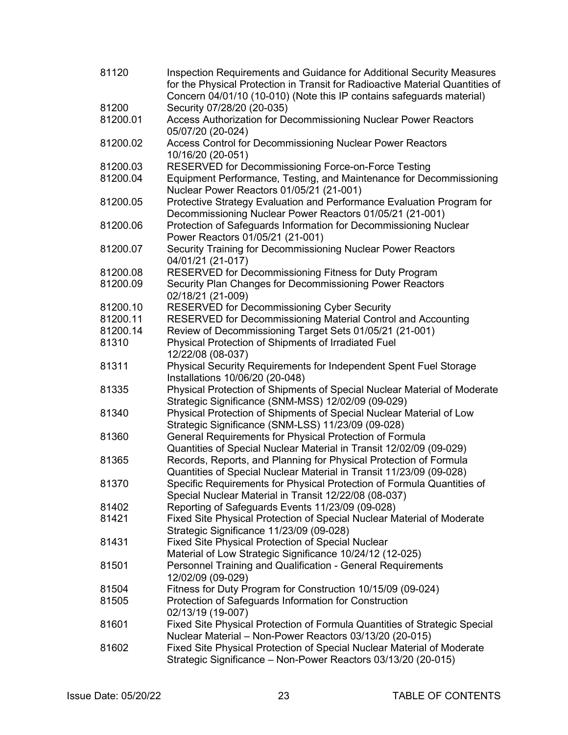| | |
|---|---|
| 81120 | Inspection Requirements and Guidance for Additional Security Measures for the Physical Protection in Transit for Radioactive Material Quantities of Concern 04/01/10 (10-010) (Note this IP contains safeguards material) |
| 81200 | Security 07/28/20 (20-035) |
| 81200.01 | Access Authorization for Decommissioning Nuclear Power Reactors 05/07/20 (20-024) |
| 81200.02 | Access Control for Decommissioning Nuclear Power Reactors 10/16/20 (20-051) |
| 81200.03 | RESERVED for Decommissioning Force-on-Force Testing |
| 81200.04 | Equipment Performance, Testing, and Maintenance for Decommissioning Nuclear Power Reactors 01/05/21 (21-001) |
| 81200.05 | Protective Strategy Evaluation and Performance Evaluation Program for Decommissioning Nuclear Power Reactors 01/05/21 (21-001) |
| 81200.06 | Protection of Safeguards Information for Decommissioning Nuclear Power Reactors 01/05/21 (21-001) |
| 81200.07 | Security Training for Decommissioning Nuclear Power Reactors 04/01/21 (21-017) |
| 81200.08 | RESERVED for Decommissioning Fitness for Duty Program |
| 81200.09 | Security Plan Changes for Decommissioning Power Reactors 02/18/21 (21-009) |
| 81200.10 | RESERVED for Decommissioning Cyber Security |
| 81200.11 | RESERVED for Decommissioning Material Control and Accounting |
| 81200.14 | Review of Decommissioning Target Sets 01/05/21 (21-001) |
| 81310 | Physical Protection of Shipments of Irradiated Fuel 12/22/08 (08-037) |
| 81311 | Physical Security Requirements for Independent Spent Fuel Storage Installations 10/06/20 (20-048) |
| 81335 | Physical Protection of Shipments of Special Nuclear Material of Moderate Strategic Significance (SNM-MSS) 12/02/09 (09-029) |
| 81340 | Physical Protection of Shipments of Special Nuclear Material of Low Strategic Significance (SNM-LSS) 11/23/09 (09-028) |
| 81360 | General Requirements for Physical Protection of Formula Quantities of Special Nuclear Material in Transit 12/02/09 (09-029) |
| 81365 | Records, Reports, and Planning for Physical Protection of Formula Quantities of Special Nuclear Material in Transit 11/23/09 (09-028) |
| 81370 | Specific Requirements for Physical Protection of Formula Quantities of Special Nuclear Material in Transit 12/22/08 (08-037) |
| 81402 | Reporting of Safeguards Events 11/23/09 (09-028) |
| 81421 | Fixed Site Physical Protection of Special Nuclear Material of Moderate Strategic Significance 11/23/09 (09-028) |
| 81431 | Fixed Site Physical Protection of Special Nuclear Material of Low Strategic Significance 10/24/12 (12-025) |
| 81501 | Personnel Training and Qualification - General Requirements 12/02/09 (09-029) |
| 81504 | Fitness for Duty Program for Construction 10/15/09 (09-024) |
| 81505 | Protection of Safeguards Information for Construction 02/13/19 (19-007) |
| 81601 | Fixed Site Physical Protection of Formula Quantities of Strategic Special Nuclear Material – Non-Power Reactors 03/13/20 (20-015) |
| 81602 | Fixed Site Physical Protection of Special Nuclear Material of Moderate Strategic Significance – Non-Power Reactors 03/13/20 (20-015) |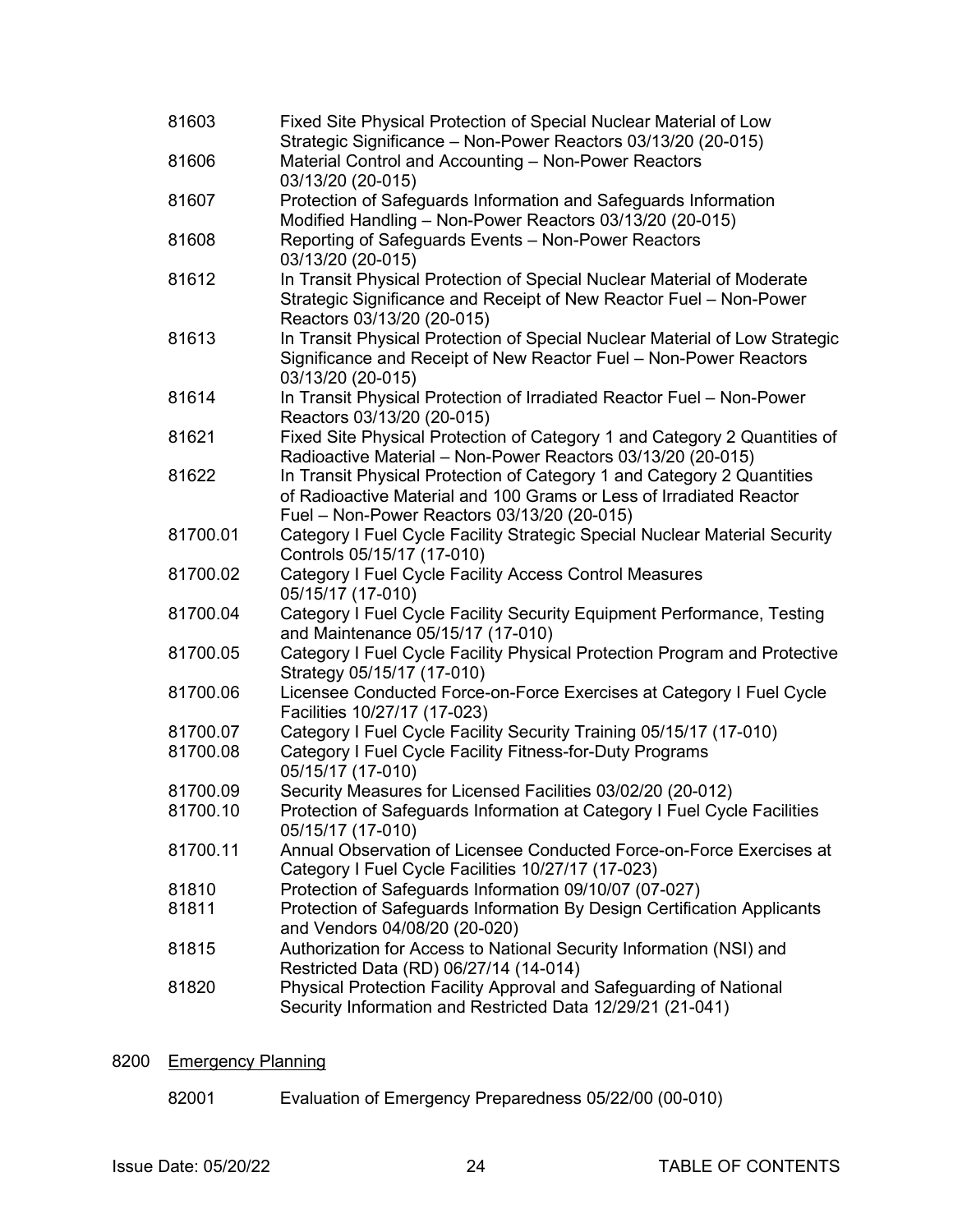| | |
|---|---|
| 81603 | Fixed Site Physical Protection of Special Nuclear Material of Low Strategic Significance – Non-Power Reactors 03/13/20 (20-015) |
| 81606 | Material Control and Accounting – Non-Power Reactors 03/13/20 (20-015) |
| 81607 | Protection of Safeguards Information and Safeguards Information Modified Handling – Non-Power Reactors 03/13/20 (20-015) |
| 81608 | Reporting of Safeguards Events – Non-Power Reactors 03/13/20 (20-015) |
| 81612 | In Transit Physical Protection of Special Nuclear Material of Moderate Strategic Significance and Receipt of New Reactor Fuel – Non-Power Reactors 03/13/20 (20-015) |
| 81613 | In Transit Physical Protection of Special Nuclear Material of Low Strategic Significance and Receipt of New Reactor Fuel – Non-Power Reactors 03/13/20 (20-015) |
| 81614 | In Transit Physical Protection of Irradiated Reactor Fuel – Non-Power Reactors 03/13/20 (20-015) |
| 81621 | Fixed Site Physical Protection of Category 1 and Category 2 Quantities of Radioactive Material – Non-Power Reactors 03/13/20 (20-015) |
| 81622 | In Transit Physical Protection of Category 1 and Category 2 Quantities of Radioactive Material and 100 Grams or Less of Irradiated Reactor Fuel – Non-Power Reactors 03/13/20 (20-015) |
| 81700.01 | Category I Fuel Cycle Facility Strategic Special Nuclear Material Security Controls 05/15/17 (17-010) |
| 81700.02 | Category I Fuel Cycle Facility Access Control Measures 05/15/17 (17-010) |
| 81700.04 | Category I Fuel Cycle Facility Security Equipment Performance, Testing and Maintenance 05/15/17 (17-010) |
| 81700.05 | Category I Fuel Cycle Facility Physical Protection Program and Protective Strategy 05/15/17 (17-010) |
| 81700.06 | Licensee Conducted Force-on-Force Exercises at Category I Fuel Cycle Facilities 10/27/17 (17-023) |
| 81700.07 | Category I Fuel Cycle Facility Security Training 05/15/17 (17-010) |
| 81700.08 | Category I Fuel Cycle Facility Fitness-for-Duty Programs 05/15/17 (17-010) |
| 81700.09 | Security Measures for Licensed Facilities 03/02/20 (20-012) |
| 81700.10 | Protection of Safeguards Information at Category I Fuel Cycle Facilities 05/15/17 (17-010) |
| 81700.11 | Annual Observation of Licensee Conducted Force-on-Force Exercises at Category I Fuel Cycle Facilities 10/27/17 (17-023) |
| 81810 | Protection of Safeguards Information 09/10/07 (07-027) |
| 81811 | Protection of Safeguards Information By Design Certification Applicants and Vendors 04/08/20 (20-020) |
| 81815 | Authorization for Access to National Security Information (NSI) and Restricted Data (RD) 06/27/14 (14-014) |
| 81820 | Physical Protection Facility Approval and Safeguarding of National Security Information and Restricted Data 12/29/21 (21-041) |

## 8200 Emergency Planning

| | |
|---|---|
| 82001 | Evaluation of Emergency Preparedness 05/22/00 (00-010) |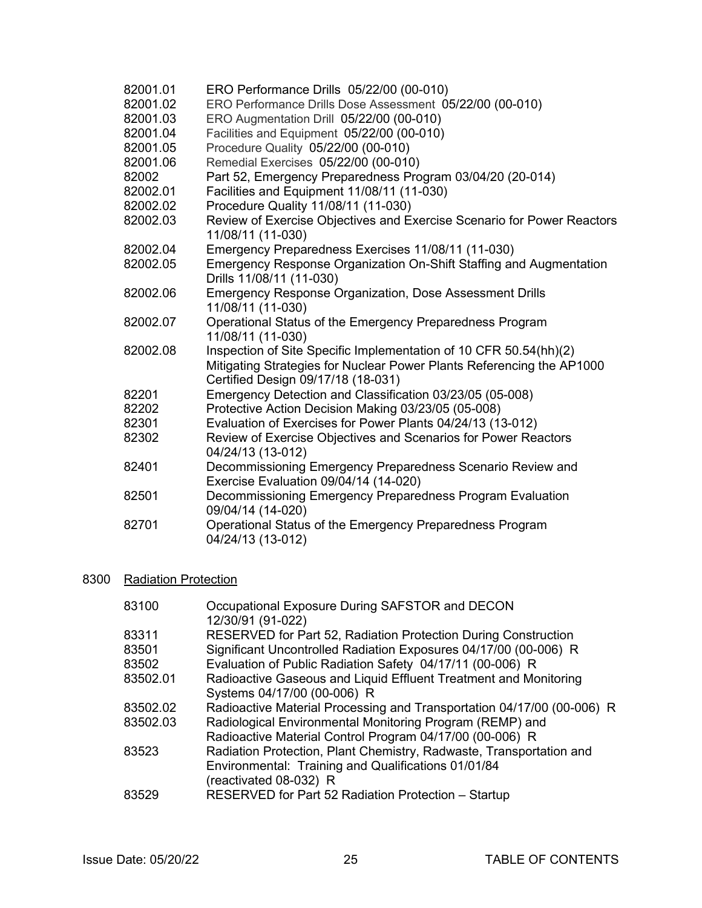| | |
|---|---|
| 82001.01 | ERO Performance Drills 05/22/00 (00-010) |
| 82001.02 | ERO Performance Drills Dose Assessment 05/22/00 (00-010) |
| 82001.03 | ERO Augmentation Drill 05/22/00 (00-010) |
| 82001.04 | Facilities and Equipment 05/22/00 (00-010) |
| 82001.05 | Procedure Quality 05/22/00 (00-010) |
| 82001.06 | Remedial Exercises 05/22/00 (00-010) |
| 82002 | Part 52, Emergency Preparedness Program 03/04/20 (20-014) |
| 82002.01 | Facilities and Equipment 11/08/11 (11-030) |
| 82002.02 | Procedure Quality 11/08/11 (11-030) |
| 82002.03 | Review of Exercise Objectives and Exercise Scenario for Power Reactors 11/08/11 (11-030) |
| 82002.04 | Emergency Preparedness Exercises 11/08/11 (11-030) |
| 82002.05 | Emergency Response Organization On-Shift Staffing and Augmentation Drills 11/08/11 (11-030) |
| 82002.06 | Emergency Response Organization, Dose Assessment Drills 11/08/11 (11-030) |
| 82002.07 | Operational Status of the Emergency Preparedness Program 11/08/11 (11-030) |
| 82002.08 | Inspection of Site Specific Implementation of 10 CFR 50.54(hh)(2) Mitigating Strategies for Nuclear Power Plants Referencing the AP1000 Certified Design 09/17/18 (18-031) |
| 82201 | Emergency Detection and Classification 03/23/05 (05-008) |
| 82202 | Protective Action Decision Making 03/23/05 (05-008) |
| 82301 | Evaluation of Exercises for Power Plants 04/24/13 (13-012) |
| 82302 | Review of Exercise Objectives and Scenarios for Power Reactors 04/24/13 (13-012) |
| 82401 | Decommissioning Emergency Preparedness Scenario Review and Exercise Evaluation 09/04/14 (14-020) |
| 82501 | Decommissioning Emergency Preparedness Program Evaluation 09/04/14 (14-020) |
| 82701 | Operational Status of the Emergency Preparedness Program 04/24/13 (13-012) |

## 8300 Radiation Protection

| | |
|---|---|
| 83100 | Occupational Exposure During SAFSTOR and DECON 12/30/91 (91-022) |
| 83311 | RESERVED for Part 52, Radiation Protection During Construction |
| 83501 | Significant Uncontrolled Radiation Exposures 04/17/00 (00-006) R |
| 83502 | Evaluation of Public Radiation Safety 04/17/11 (00-006) R |
| 83502.01 | Radioactive Gaseous and Liquid Effluent Treatment and Monitoring Systems 04/17/00 (00-006) R |
| 83502.02 | Radioactive Material Processing and Transportation 04/17/00 (00-006) R |
| 83502.03 | Radiological Environmental Monitoring Program (REMP) and Radioactive Material Control Program 04/17/00 (00-006) R |
| 83523 | Radiation Protection, Plant Chemistry, Radwaste, Transportation and Environmental: Training and Qualifications 01/01/84 (reactivated 08-032) R |
| 83529 | RESERVED for Part 52 Radiation Protection – Startup |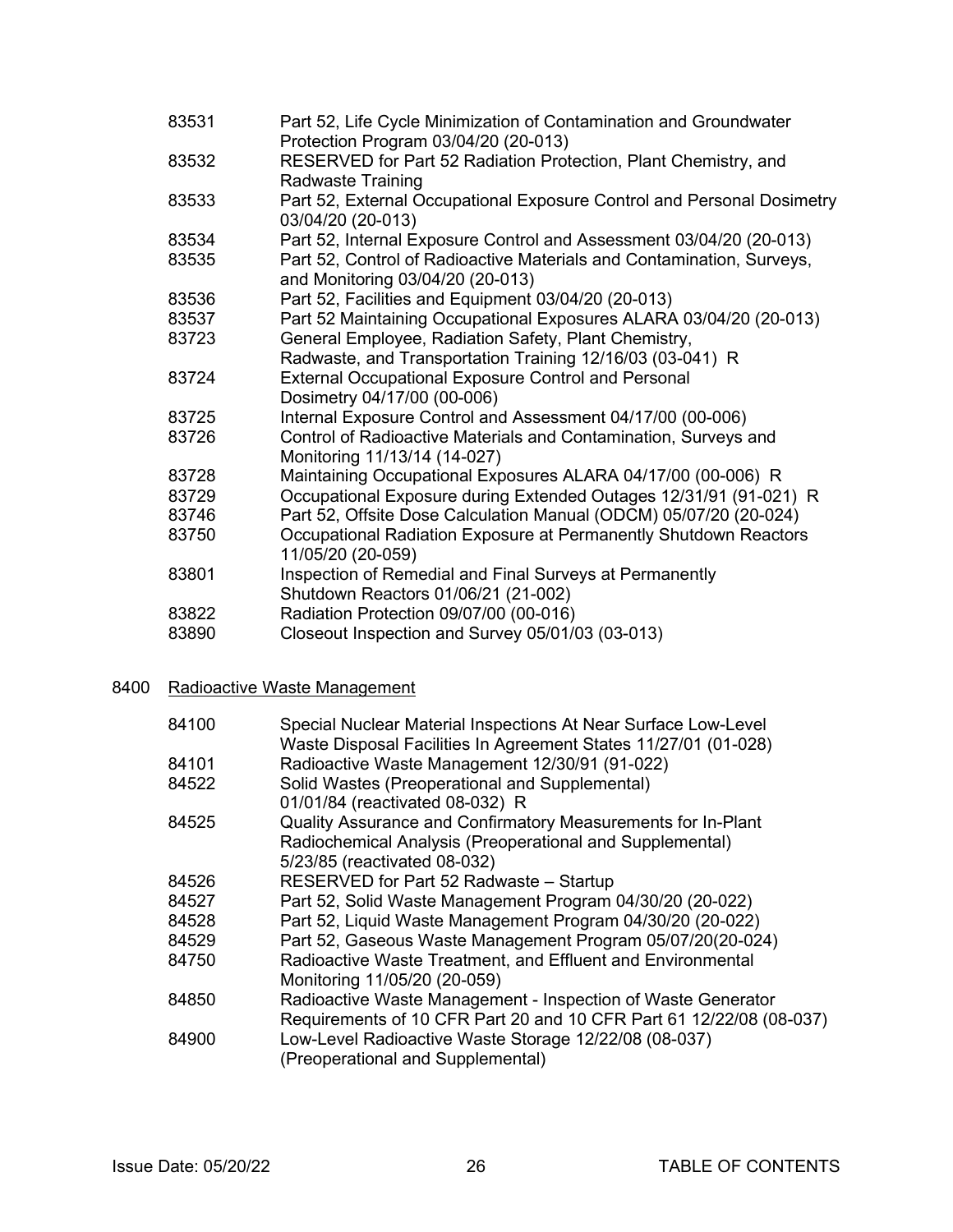| | |
|---|---|
| 83531 | Part 52, Life Cycle Minimization of Contamination and Groundwater Protection Program 03/04/20 (20-013) |
| 83532 | RESERVED for Part 52 Radiation Protection, Plant Chemistry, and Radwaste Training |
| 83533 | Part 52, External Occupational Exposure Control and Personal Dosimetry 03/04/20 (20-013) |
| 83534 | Part 52, Internal Exposure Control and Assessment 03/04/20 (20-013) |
| 83535 | Part 52, Control of Radioactive Materials and Contamination, Surveys, and Monitoring 03/04/20 (20-013) |
| 83536 | Part 52, Facilities and Equipment 03/04/20 (20-013) |
| 83537 | Part 52 Maintaining Occupational Exposures ALARA 03/04/20 (20-013) |
| 83723 | General Employee, Radiation Safety, Plant Chemistry, Radwaste, and Transportation Training 12/16/03 (03-041) R |
| 83724 | External Occupational Exposure Control and Personal Dosimetry 04/17/00 (00-006) |
| 83725 | Internal Exposure Control and Assessment 04/17/00 (00-006) |
| 83726 | Control of Radioactive Materials and Contamination, Surveys and Monitoring 11/13/14 (14-027) |
| 83728 | Maintaining Occupational Exposures ALARA 04/17/00 (00-006) R |
| 83729 | Occupational Exposure during Extended Outages 12/31/91 (91-021) R |
| 83746 | Part 52, Offsite Dose Calculation Manual (ODCM) 05/07/20 (20-024) |
| 83750 | Occupational Radiation Exposure at Permanently Shutdown Reactors 11/05/20 (20-059) |
| 83801 | Inspection of Remedial and Final Surveys at Permanently Shutdown Reactors 01/06/21 (21-002) |
| 83822 | Radiation Protection 09/07/00 (00-016) |
| 83890 | Closeout Inspection and Survey 05/01/03 (03-013) |

8400 Radioactive Waste Management

| | |
|---|---|
| 84100 | Special Nuclear Material Inspections At Near Surface Low-Level Waste Disposal Facilities In Agreement States 11/27/01 (01-028) |
| 84101 | Radioactive Waste Management 12/30/91 (91-022) |
| 84522 | Solid Wastes (Preoperational and Supplemental) 01/01/84 (reactivated 08-032) R |
| 84525 | Quality Assurance and Confirmatory Measurements for In-Plant Radiochemical Analysis (Preoperational and Supplemental) 5/23/85 (reactivated 08-032) |
| 84526 | RESERVED for Part 52 Radwaste – Startup |
| 84527 | Part 52, Solid Waste Management Program 04/30/20 (20-022) |
| 84528 | Part 52, Liquid Waste Management Program 04/30/20 (20-022) |
| 84529 | Part 52, Gaseous Waste Management Program 05/07/20(20-024) |
| 84750 | Radioactive Waste Treatment, and Effluent and Environmental Monitoring 11/05/20 (20-059) |
| 84850 | Radioactive Waste Management - Inspection of Waste Generator Requirements of 10 CFR Part 20 and 10 CFR Part 61 12/22/08 (08-037) |
| 84900 | Low-Level Radioactive Waste Storage 12/22/08 (08-037) (Preoperational and Supplemental) |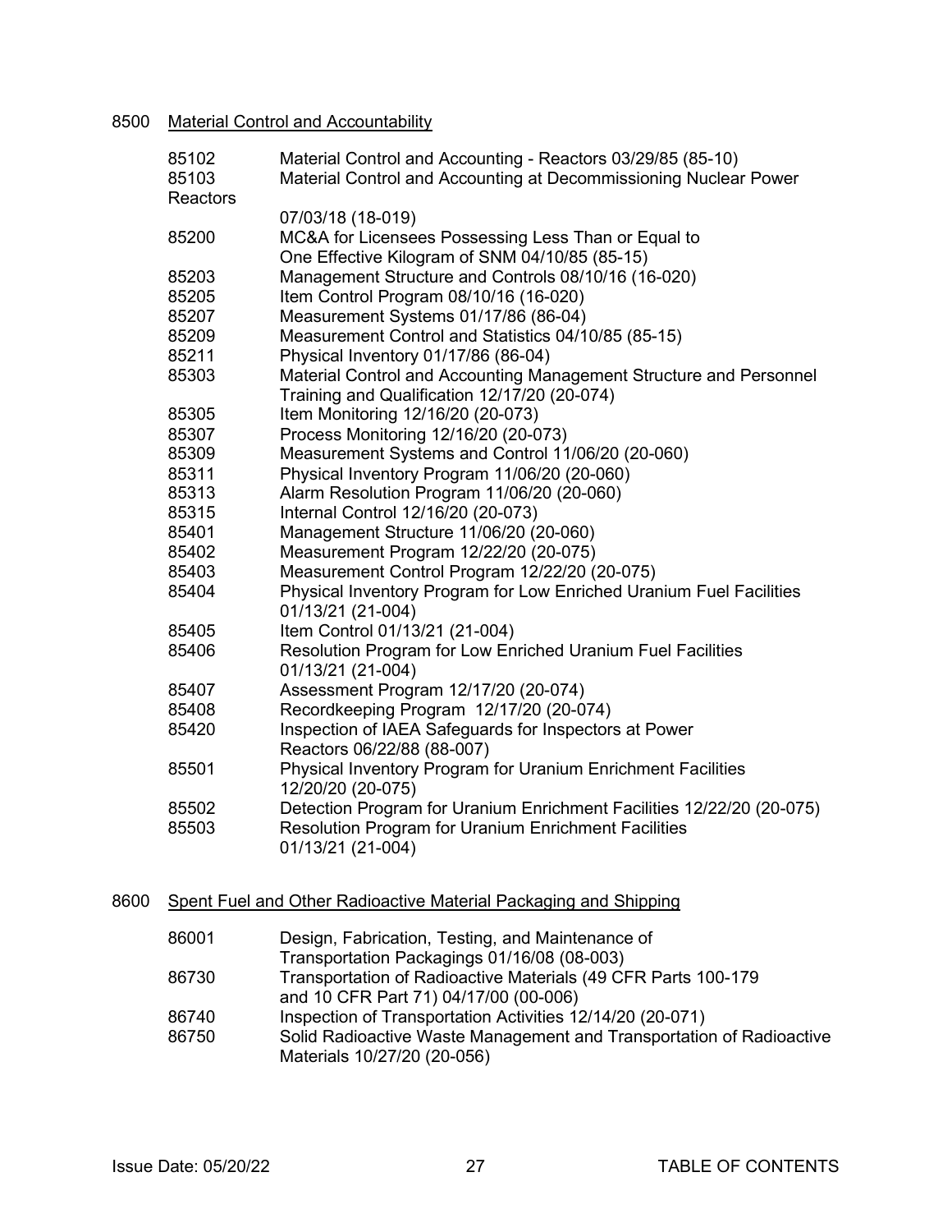8500 <u>Material Control and Accountability</u>

| | |
|---|---|
| 85102 | Material Control and Accounting - Reactors 03/29/85 (85-10) |
| 85103 | Material Control and Accounting at Decommissioning Nuclear Power Reactors 07/03/18 (18-019) |
| 85200 | MC&A for Licensees Possessing Less Than or Equal to One Effective Kilogram of SNM 04/10/85 (85-15) |
| 85203 | Management Structure and Controls 08/10/16 (16-020) |
| 85205 | Item Control Program 08/10/16 (16-020) |
| 85207 | Measurement Systems 01/17/86 (86-04) |
| 85209 | Measurement Control and Statistics 04/10/85 (85-15) |
| 85211 | Physical Inventory 01/17/86 (86-04) |
| 85303 | Material Control and Accounting Management Structure and Personnel Training and Qualification 12/17/20 (20-074) |
| 85305 | Item Monitoring 12/16/20 (20-073) |
| 85307 | Process Monitoring 12/16/20 (20-073) |
| 85309 | Measurement Systems and Control 11/06/20 (20-060) |
| 85311 | Physical Inventory Program 11/06/20 (20-060) |
| 85313 | Alarm Resolution Program 11/06/20 (20-060) |
| 85315 | Internal Control 12/16/20 (20-073) |
| 85401 | Management Structure 11/06/20 (20-060) |
| 85402 | Measurement Program 12/22/20 (20-075) |
| 85403 | Measurement Control Program 12/22/20 (20-075) |
| 85404 | Physical Inventory Program for Low Enriched Uranium Fuel Facilities 01/13/21 (21-004) |
| 85405 | Item Control 01/13/21 (21-004) |
| 85406 | Resolution Program for Low Enriched Uranium Fuel Facilities 01/13/21 (21-004) |
| 85407 | Assessment Program 12/17/20 (20-074) |
| 85408 | Recordkeeping Program 12/17/20 (20-074) |
| 85420 | Inspection of IAEA Safeguards for Inspectors at Power Reactors 06/22/88 (88-007) |
| 85501 | Physical Inventory Program for Uranium Enrichment Facilities 12/20/20 (20-075) |
| 85502 | Detection Program for Uranium Enrichment Facilities 12/22/20 (20-075) |
| 85503 | Resolution Program for Uranium Enrichment Facilities 01/13/21 (21-004) |

8600 <u>Spent Fuel and Other Radioactive Material Packaging and Shipping</u>

| | |
|---|---|
| 86001 | Design, Fabrication, Testing, and Maintenance of Transportation Packagings 01/16/08 (08-003) |
| 86730 | Transportation of Radioactive Materials (49 CFR Parts 100-179 and 10 CFR Part 71) 04/17/00 (00-006) |
| 86740 | Inspection of Transportation Activities 12/14/20 (20-071) |
| 86750 | Solid Radioactive Waste Management and Transportation of Radioactive Materials 10/27/20 (20-056) |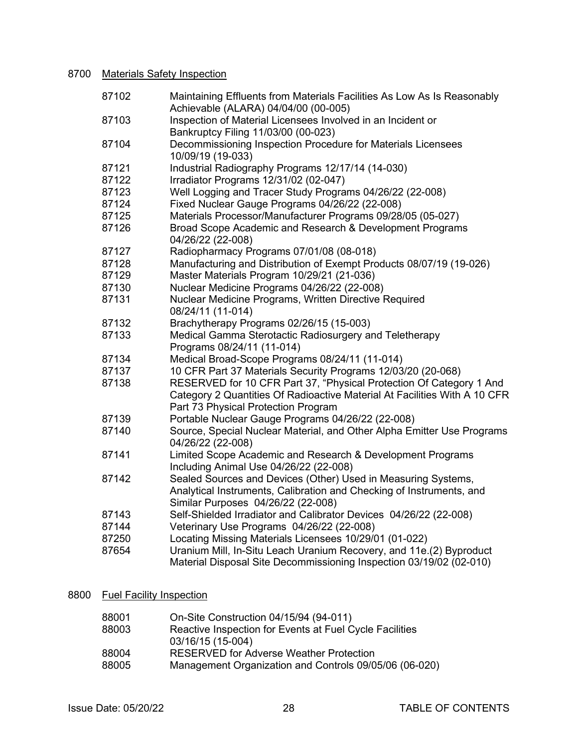8700 Materials Safety Inspection

| | |
|---|---|
| 87102 | Maintaining Effluents from Materials Facilities As Low As Is Reasonably Achievable (ALARA) 04/04/00 (00-005) |
| 87103 | Inspection of Material Licensees Involved in an Incident or Bankruptcy Filing 11/03/00 (00-023) |
| 87104 | Decommissioning Inspection Procedure for Materials Licensees 10/09/19 (19-033) |
| 87121 | Industrial Radiography Programs 12/17/14 (14-030) |
| 87122 | Irradiator Programs 12/31/02 (02-047) |
| 87123 | Well Logging and Tracer Study Programs 04/26/22 (22-008) |
| 87124 | Fixed Nuclear Gauge Programs 04/26/22 (22-008) |
| 87125 | Materials Processor/Manufacturer Programs 09/28/05 (05-027) |
| 87126 | Broad Scope Academic and Research & Development Programs 04/26/22 (22-008) |
| 87127 | Radiopharmacy Programs 07/01/08 (08-018) |
| 87128 | Manufacturing and Distribution of Exempt Products 08/07/19 (19-026) |
| 87129 | Master Materials Program 10/29/21 (21-036) |
| 87130 | Nuclear Medicine Programs 04/26/22 (22-008) |
| 87131 | Nuclear Medicine Programs, Written Directive Required 08/24/11 (11-014) |
| 87132 | Brachytherapy Programs 02/26/15 (15-003) |
| 87133 | Medical Gamma Sterotactic Radiosurgery and Teletherapy Programs 08/24/11 (11-014) |
| 87134 | Medical Broad-Scope Programs 08/24/11 (11-014) |
| 87137 | 10 CFR Part 37 Materials Security Programs 12/03/20 (20-068) |
| 87138 | RESERVED for 10 CFR Part 37, "Physical Protection Of Category 1 And Category 2 Quantities Of Radioactive Material At Facilities With A 10 CFR Part 73 Physical Protection Program |
| 87139 | Portable Nuclear Gauge Programs 04/26/22 (22-008) |
| 87140 | Source, Special Nuclear Material, and Other Alpha Emitter Use Programs 04/26/22 (22-008) |
| 87141 | Limited Scope Academic and Research & Development Programs Including Animal Use 04/26/22 (22-008) |
| 87142 | Sealed Sources and Devices (Other) Used in Measuring Systems, Analytical Instruments, Calibration and Checking of Instruments, and Similar Purposes 04/26/22 (22-008) |
| 87143 | Self-Shielded Irradiator and Calibrator Devices 04/26/22 (22-008) |
| 87144 | Veterinary Use Programs 04/26/22 (22-008) |
| 87250 | Locating Missing Materials Licensees 10/29/01 (01-022) |
| 87654 | Uranium Mill, In-Situ Leach Uranium Recovery, and 11e.(2) Byproduct Material Disposal Site Decommissioning Inspection 03/19/02 (02-010) |

8800 Fuel Facility Inspection

| | |
|---|---|
| 88001 | On-Site Construction 04/15/94 (94-011) |
| 88003 | Reactive Inspection for Events at Fuel Cycle Facilities 03/16/15 (15-004) |
| 88004 | RESERVED for Adverse Weather Protection |
| 88005 | Management Organization and Controls 09/05/06 (06-020) |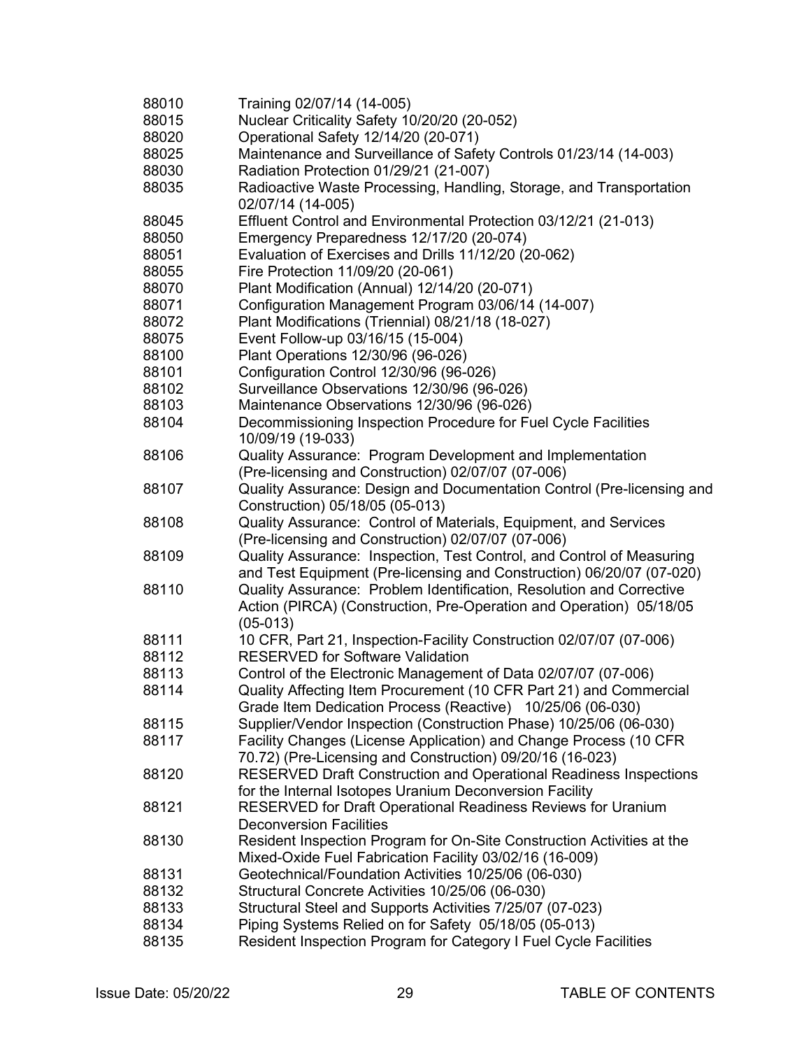| | |
|---|---|
| 88010 | Training 02/07/14 (14-005) |
| 88015 | Nuclear Criticality Safety 10/20/20 (20-052) |
| 88020 | Operational Safety 12/14/20 (20-071) |
| 88025 | Maintenance and Surveillance of Safety Controls 01/23/14 (14-003) |
| 88030 | Radiation Protection 01/29/21 (21-007) |
| 88035 | Radioactive Waste Processing, Handling, Storage, and Transportation 02/07/14 (14-005) |
| 88045 | Effluent Control and Environmental Protection 03/12/21 (21-013) |
| 88050 | Emergency Preparedness 12/17/20 (20-074) |
| 88051 | Evaluation of Exercises and Drills 11/12/20 (20-062) |
| 88055 | Fire Protection 11/09/20 (20-061) |
| 88070 | Plant Modification (Annual) 12/14/20 (20-071) |
| 88071 | Configuration Management Program 03/06/14 (14-007) |
| 88072 | Plant Modifications (Triennial) 08/21/18 (18-027) |
| 88075 | Event Follow-up 03/16/15 (15-004) |
| 88100 | Plant Operations 12/30/96 (96-026) |
| 88101 | Configuration Control 12/30/96 (96-026) |
| 88102 | Surveillance Observations 12/30/96 (96-026) |
| 88103 | Maintenance Observations 12/30/96 (96-026) |
| 88104 | Decommissioning Inspection Procedure for Fuel Cycle Facilities 10/09/19 (19-033) |
| 88106 | Quality Assurance: Program Development and Implementation (Pre-licensing and Construction) 02/07/07 (07-006) |
| 88107 | Quality Assurance: Design and Documentation Control (Pre-licensing and Construction) 05/18/05 (05-013) |
| 88108 | Quality Assurance: Control of Materials, Equipment, and Services (Pre-licensing and Construction) 02/07/07 (07-006) |
| 88109 | Quality Assurance: Inspection, Test Control, and Control of Measuring and Test Equipment (Pre-licensing and Construction) 06/20/07 (07-020) |
| 88110 | Quality Assurance: Problem Identification, Resolution and Corrective Action (PIRCA) (Construction, Pre-Operation and Operation) 05/18/05 (05-013) |
| 88111 | 10 CFR, Part 21, Inspection-Facility Construction 02/07/07 (07-006) |
| 88112 | RESERVED for Software Validation |
| 88113 | Control of the Electronic Management of Data 02/07/07 (07-006) |
| 88114 | Quality Affecting Item Procurement (10 CFR Part 21) and Commercial Grade Item Dedication Process (Reactive) 10/25/06 (06-030) |
| 88115 | Supplier/Vendor Inspection (Construction Phase) 10/25/06 (06-030) |
| 88117 | Facility Changes (License Application) and Change Process (10 CFR 70.72) (Pre-Licensing and Construction) 09/20/16 (16-023) |
| 88120 | RESERVED Draft Construction and Operational Readiness Inspections for the Internal Isotopes Uranium Deconversion Facility |
| 88121 | RESERVED for Draft Operational Readiness Reviews for Uranium Deconversion Facilities |
| 88130 | Resident Inspection Program for On-Site Construction Activities at the Mixed-Oxide Fuel Fabrication Facility 03/02/16 (16-009) |
| 88131 | Geotechnical/Foundation Activities 10/25/06 (06-030) |
| 88132 | Structural Concrete Activities 10/25/06 (06-030) |
| 88133 | Structural Steel and Supports Activities 7/25/07 (07-023) |
| 88134 | Piping Systems Relied on for Safety 05/18/05 (05-013) |
| 88135 | Resident Inspection Program for Category I Fuel Cycle Facilities |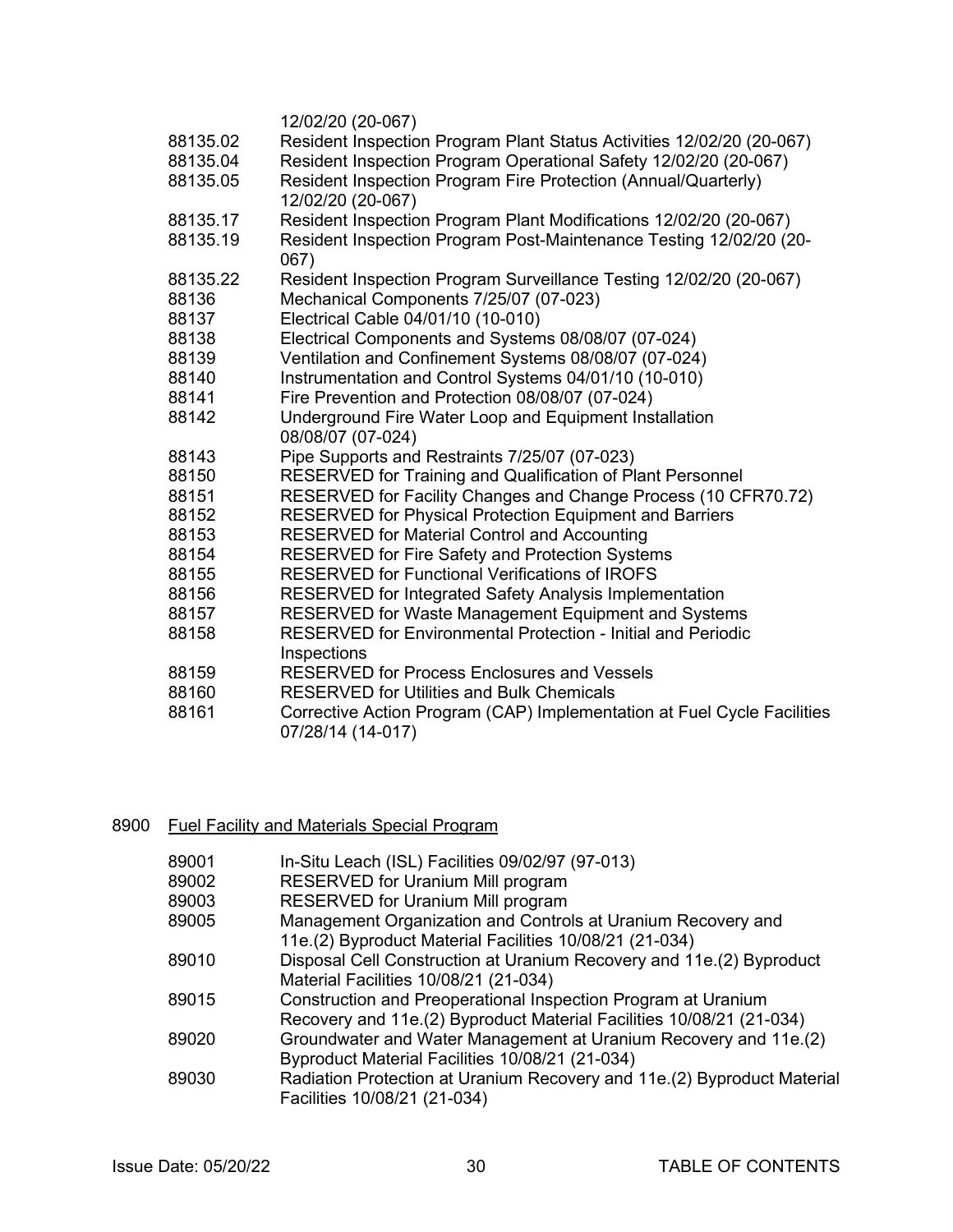12/02/20 (20-067)

| | |
|---|---|
| 88135.02 | Resident Inspection Program Plant Status Activities 12/02/20 (20-067) |
| 88135.04 | Resident Inspection Program Operational Safety 12/02/20 (20-067) |
| 88135.05 | Resident Inspection Program Fire Protection (Annual/Quarterly) 12/02/20 (20-067) |
| 88135.17 | Resident Inspection Program Plant Modifications 12/02/20 (20-067) |
| 88135.19 | Resident Inspection Program Post-Maintenance Testing 12/02/20 (20-067) |
| 88135.22 | Resident Inspection Program Surveillance Testing 12/02/20 (20-067) |
| 88136 | Mechanical Components 7/25/07 (07-023) |
| 88137 | Electrical Cable 04/01/10 (10-010) |
| 88138 | Electrical Components and Systems 08/08/07 (07-024) |
| 88139 | Ventilation and Confinement Systems 08/08/07 (07-024) |
| 88140 | Instrumentation and Control Systems 04/01/10 (10-010) |
| 88141 | Fire Prevention and Protection 08/08/07 (07-024) |
| 88142 | Underground Fire Water Loop and Equipment Installation 08/08/07 (07-024) |
| 88143 | Pipe Supports and Restraints 7/25/07 (07-023) |
| 88150 | RESERVED for Training and Qualification of Plant Personnel |
| 88151 | RESERVED for Facility Changes and Change Process (10 CFR70.72) |
| 88152 | RESERVED for Physical Protection Equipment and Barriers |
| 88153 | RESERVED for Material Control and Accounting |
| 88154 | RESERVED for Fire Safety and Protection Systems |
| 88155 | RESERVED for Functional Verifications of IROFS |
| 88156 | RESERVED for Integrated Safety Analysis Implementation |
| 88157 | RESERVED for Waste Management Equipment and Systems |
| 88158 | RESERVED for Environmental Protection - Initial and Periodic Inspections |
| 88159 | RESERVED for Process Enclosures and Vessels |
| 88160 | RESERVED for Utilities and Bulk Chemicals |
| 88161 | Corrective Action Program (CAP) Implementation at Fuel Cycle Facilities 07/28/14 (14-017) |

## 8900 Fuel Facility and Materials Special Program

| | |
|---|---|
| 89001 | In-Situ Leach (ISL) Facilities 09/02/97 (97-013) |
| 89002 | RESERVED for Uranium Mill program |
| 89003 | RESERVED for Uranium Mill program |
| 89005 | Management Organization and Controls at Uranium Recovery and 11e.(2) Byproduct Material Facilities 10/08/21 (21-034) |
| 89010 | Disposal Cell Construction at Uranium Recovery and 11e.(2) Byproduct Material Facilities 10/08/21 (21-034) |
| 89015 | Construction and Preoperational Inspection Program at Uranium Recovery and 11e.(2) Byproduct Material Facilities 10/08/21 (21-034) |
| 89020 | Groundwater and Water Management at Uranium Recovery and 11e.(2) Byproduct Material Facilities 10/08/21 (21-034) |
| 89030 | Radiation Protection at Uranium Recovery and 11e.(2) Byproduct Material Facilities 10/08/21 (21-034) |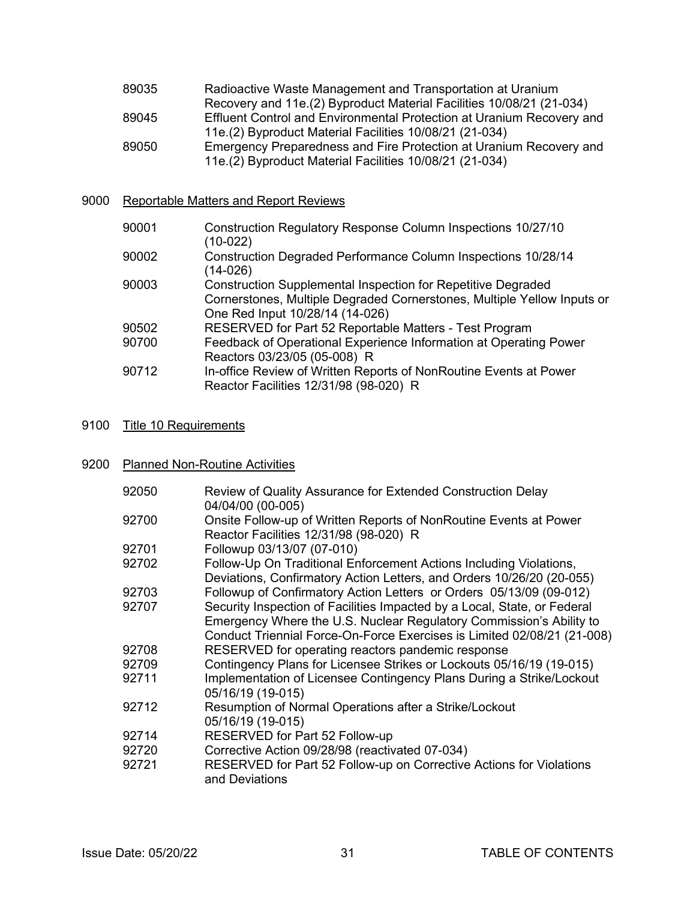| | |
|---|---|
| 89035 | Radioactive Waste Management and Transportation at Uranium Recovery and 11e.(2) Byproduct Material Facilities 10/08/21 (21-034) |
| 89045 | Effluent Control and Environmental Protection at Uranium Recovery and 11e.(2) Byproduct Material Facilities 10/08/21 (21-034) |
| 89050 | Emergency Preparedness and Fire Protection at Uranium Recovery and 11e.(2) Byproduct Material Facilities 10/08/21 (21-034) |

## 9000 Reportable Matters and Report Reviews

| | |
|---|---|
| 90001 | Construction Regulatory Response Column Inspections 10/27/10 (10-022) |
| 90002 | Construction Degraded Performance Column Inspections 10/28/14 (14-026) |
| 90003 | Construction Supplemental Inspection for Repetitive Degraded Cornerstones, Multiple Degraded Cornerstones, Multiple Yellow Inputs or One Red Input 10/28/14 (14-026) |
| 90502 | RESERVED for Part 52 Reportable Matters - Test Program |
| 90700 | Feedback of Operational Experience Information at Operating Power Reactors 03/23/05 (05-008) R |
| 90712 | In-office Review of Written Reports of NonRoutine Events at Power Reactor Facilities 12/31/98 (98-020) R |

## 9100 Title 10 Requirements

## 9200 Planned Non-Routine Activities

| | |
|---|---|
| 92050 | Review of Quality Assurance for Extended Construction Delay 04/04/00 (00-005) |
| 92700 | Onsite Follow-up of Written Reports of NonRoutine Events at Power Reactor Facilities 12/31/98 (98-020) R |
| 92701 | Followup 03/13/07 (07-010) |
| 92702 | Follow-Up On Traditional Enforcement Actions Including Violations, Deviations, Confirmatory Action Letters, and Orders 10/26/20 (20-055) |
| 92703 | Followup of Confirmatory Action Letters or Orders 05/13/09 (09-012) |
| 92707 | Security Inspection of Facilities Impacted by a Local, State, or Federal Emergency Where the U.S. Nuclear Regulatory Commission's Ability to Conduct Triennial Force-On-Force Exercises is Limited 02/08/21 (21-008) |
| 92708 | RESERVED for operating reactors pandemic response |
| 92709 | Contingency Plans for Licensee Strikes or Lockouts 05/16/19 (19-015) |
| 92711 | Implementation of Licensee Contingency Plans During a Strike/Lockout 05/16/19 (19-015) |
| 92712 | Resumption of Normal Operations after a Strike/Lockout 05/16/19 (19-015) |
| 92714 | RESERVED for Part 52 Follow-up |
| 92720 | Corrective Action 09/28/98 (reactivated 07-034) |
| 92721 | RESERVED for Part 52 Follow-up on Corrective Actions for Violations and Deviations |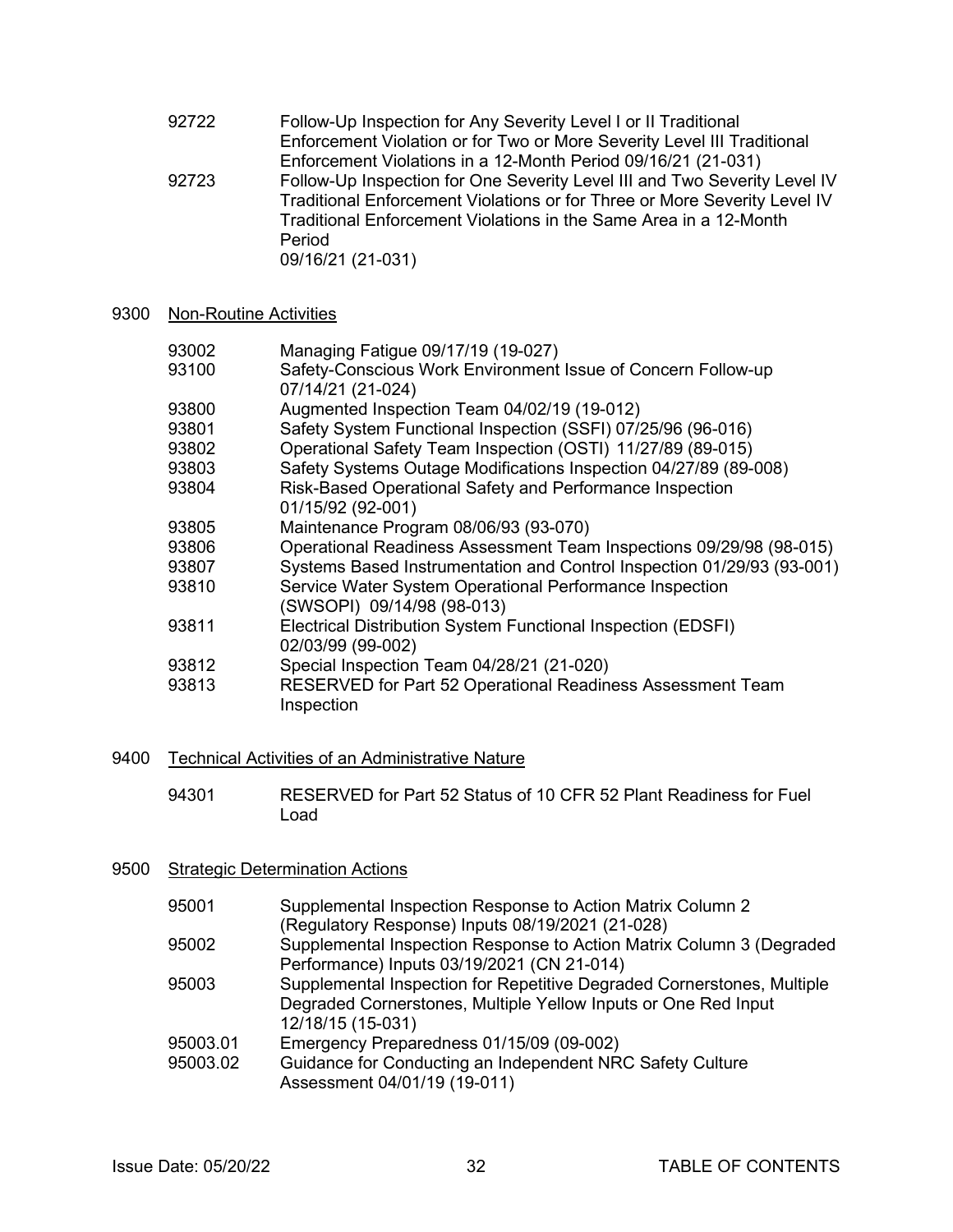| | |
|---|---|
| 92722 | Follow-Up Inspection for Any Severity Level I or II Traditional Enforcement Violation or for Two or More Severity Level III Traditional Enforcement Violations in a 12-Month Period 09/16/21 (21-031) |
| 92723 | Follow-Up Inspection for One Severity Level III and Two Severity Level IV Traditional Enforcement Violations or for Three or More Severity Level IV Traditional Enforcement Violations in the Same Area in a 12-Month Period 09/16/21 (21-031) |

## 9300 Non-Routine Activities

| | |
|---|---|
| 93002 | Managing Fatigue 09/17/19 (19-027) |
| 93100 | Safety-Conscious Work Environment Issue of Concern Follow-up 07/14/21 (21-024) |
| 93800 | Augmented Inspection Team 04/02/19 (19-012) |
| 93801 | Safety System Functional Inspection (SSFI) 07/25/96 (96-016) |
| 93802 | Operational Safety Team Inspection (OSTI) 11/27/89 (89-015) |
| 93803 | Safety Systems Outage Modifications Inspection 04/27/89 (89-008) |
| 93804 | Risk-Based Operational Safety and Performance Inspection 01/15/92 (92-001) |
| 93805 | Maintenance Program 08/06/93 (93-070) |
| 93806 | Operational Readiness Assessment Team Inspections 09/29/98 (98-015) |
| 93807 | Systems Based Instrumentation and Control Inspection 01/29/93 (93-001) |
| 93810 | Service Water System Operational Performance Inspection (SWSOPI) 09/14/98 (98-013) |
| 93811 | Electrical Distribution System Functional Inspection (EDSFI) 02/03/99 (99-002) |
| 93812 | Special Inspection Team 04/28/21 (21-020) |
| 93813 | RESERVED for Part 52 Operational Readiness Assessment Team Inspection |

## 9400 Technical Activities of an Administrative Nature

| | |
|---|---|
| 94301 | RESERVED for Part 52 Status of 10 CFR 52 Plant Readiness for Fuel Load |

## 9500 Strategic Determination Actions

| | |
|---|---|
| 95001 | Supplemental Inspection Response to Action Matrix Column 2 (Regulatory Response) Inputs 08/19/2021 (21-028) |
| 95002 | Supplemental Inspection Response to Action Matrix Column 3 (Degraded Performance) Inputs 03/19/2021 (CN 21-014) |
| 95003 | Supplemental Inspection for Repetitive Degraded Cornerstones, Multiple Degraded Cornerstones, Multiple Yellow Inputs or One Red Input 12/18/15 (15-031) |
| 95003.01 | Emergency Preparedness 01/15/09 (09-002) |
| 95003.02 | Guidance for Conducting an Independent NRC Safety Culture Assessment 04/01/19 (19-011) |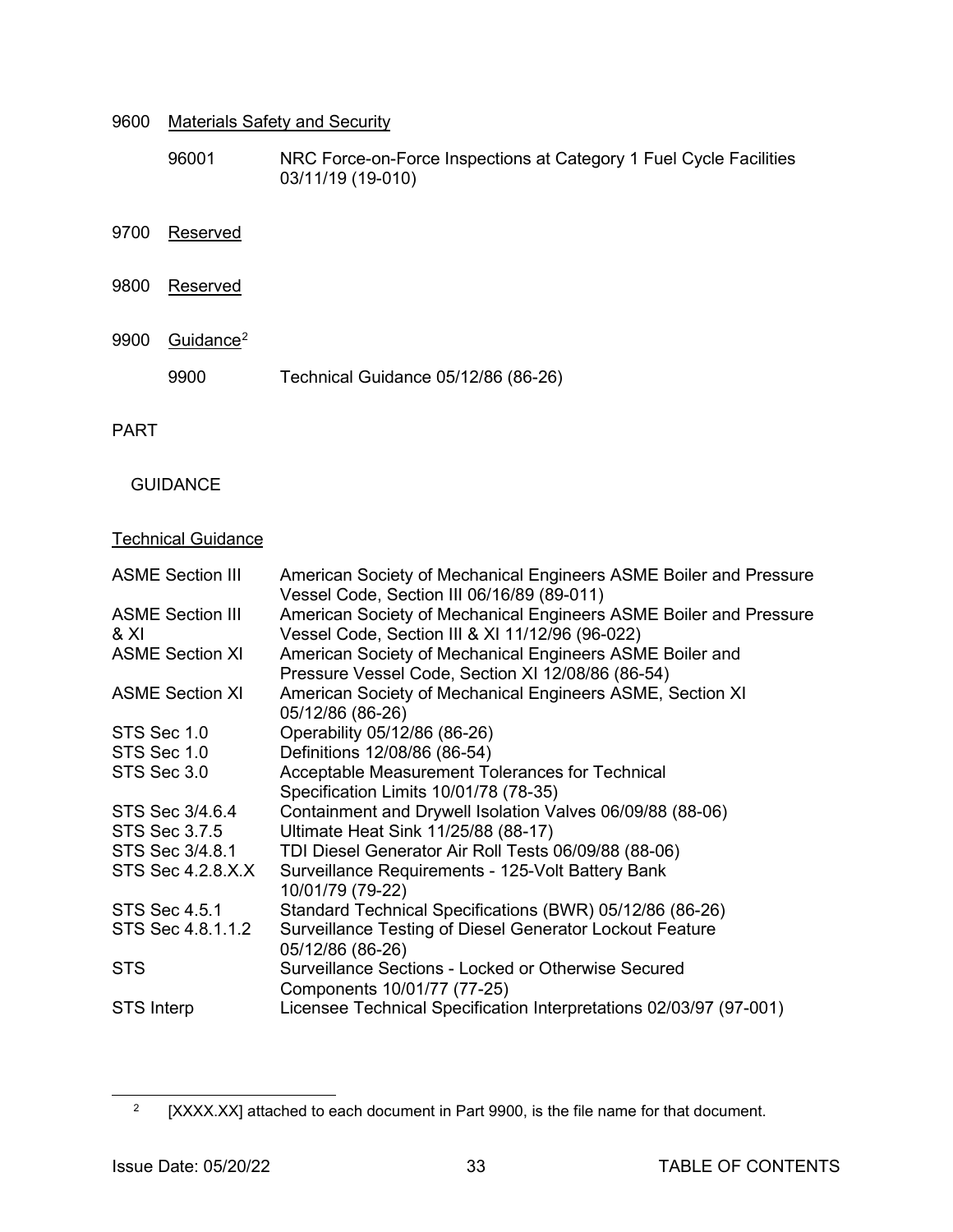9600 Materials Safety and Security

| | |
|---|---|
| 96001 | NRC Force-on-Force Inspections at Category 1 Fuel Cycle Facilities 03/11/19 (19-010) |

9700 Reserved

9800 Reserved

9900 Guidance[2]

| | |
|---|---|
| 9900 | Technical Guidance 05/12/86 (86-26) |

PART

GUIDANCE

Technical Guidance

| | |
|---|---|
| ASME Section III | American Society of Mechanical Engineers ASME Boiler and Pressure Vessel Code, Section III 06/16/89 (89-011) |
| ASME Section III & XI | American Society of Mechanical Engineers ASME Boiler and Pressure Vessel Code, Section III & XI 11/12/96 (96-022) |
| ASME Section XI | American Society of Mechanical Engineers ASME Boiler and Pressure Vessel Code, Section XI 12/08/86 (86-54) |
| ASME Section XI | American Society of Mechanical Engineers ASME, Section XI 05/12/86 (86-26) |
| STS Sec 1.0 | Operability 05/12/86 (86-26) |
| STS Sec 1.0 | Definitions 12/08/86 (86-54) |
| STS Sec 3.0 | Acceptable Measurement Tolerances for Technical Specification Limits 10/01/78 (78-35) |
| STS Sec 3/4.6.4 | Containment and Drywell Isolation Valves 06/09/88 (88-06) |
| STS Sec 3.7.5 | Ultimate Heat Sink 11/25/88 (88-17) |
| STS Sec 3/4.8.1 | TDI Diesel Generator Air Roll Tests 06/09/88 (88-06) |
| STS Sec 4.2.8.X.X | Surveillance Requirements - 125-Volt Battery Bank 10/01/79 (79-22) |
| STS Sec 4.5.1 | Standard Technical Specifications (BWR) 05/12/86 (86-26) |
| STS Sec 4.8.1.1.2 | Surveillance Testing of Diesel Generator Lockout Feature 05/12/86 (86-26) |
| STS | Surveillance Sections - Locked or Otherwise Secured Components 10/01/77 (77-25) |
| STS Interp | Licensee Technical Specification Interpretations 02/03/97 (97-001) |

[2] [XXXX.XX] attached to each document in Part 9900, is the file name for that document.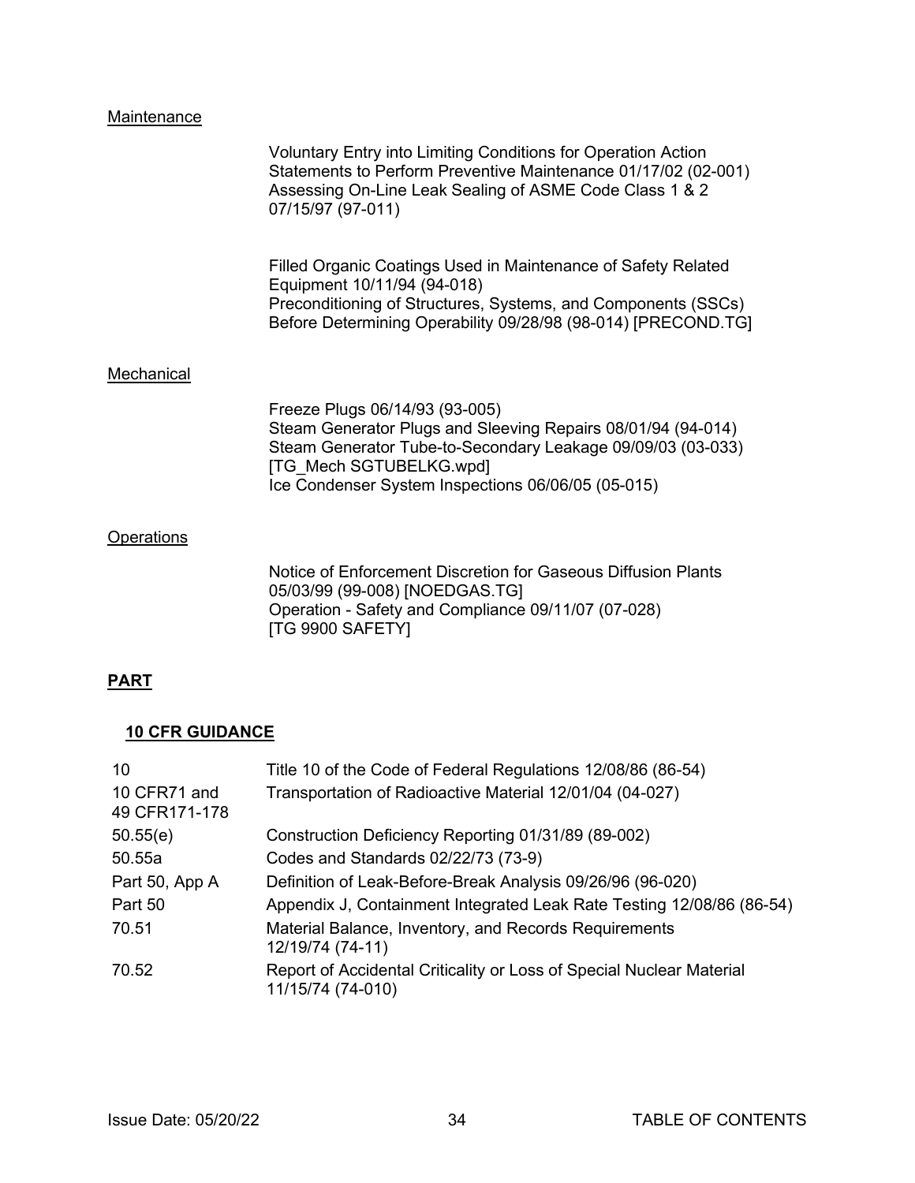Maintenance

Voluntary Entry into Limiting Conditions for Operation Action Statements to Perform Preventive Maintenance 01/17/02 (02-001)
Assessing On-Line Leak Sealing of ASME Code Class 1 & 2 07/15/97 (97-011)

Filled Organic Coatings Used in Maintenance of Safety Related Equipment 10/11/94 (94-018)
Preconditioning of Structures, Systems, and Components (SSCs) Before Determining Operability 09/28/98 (98-014) [PRECOND.TG]

Mechanical

Freeze Plugs 06/14/93 (93-005)
Steam Generator Plugs and Sleeving Repairs 08/01/94 (94-014)
Steam Generator Tube-to-Secondary Leakage 09/09/03 (03-033) [TG_Mech SGTUBELKG.wpd]
Ice Condenser System Inspections 06/06/05 (05-015)

Operations

Notice of Enforcement Discretion for Gaseous Diffusion Plants 05/03/99 (99-008) [NOEDGAS.TG]
Operation - Safety and Compliance 09/11/07 (07-028) [TG 9900 SAFETY]

**PART**

**10 CFR GUIDANCE**

| | |
|---|---|
| 10 | Title 10 of the Code of Federal Regulations 12/08/86 (86-54) |
| 10 CFR71 and 49 CFR171-178 | Transportation of Radioactive Material 12/01/04 (04-027) |
| 50.55(e) | Construction Deficiency Reporting 01/31/89 (89-002) |
| 50.55a | Codes and Standards 02/22/73 (73-9) |
| Part 50, App A | Definition of Leak-Before-Break Analysis 09/26/96 (96-020) |
| Part 50 | Appendix J, Containment Integrated Leak Rate Testing 12/08/86 (86-54) |
| 70.51 | Material Balance, Inventory, and Records Requirements 12/19/74 (74-11) |
| 70.52 | Report of Accidental Criticality or Loss of Special Nuclear Material 11/15/74 (74-010) |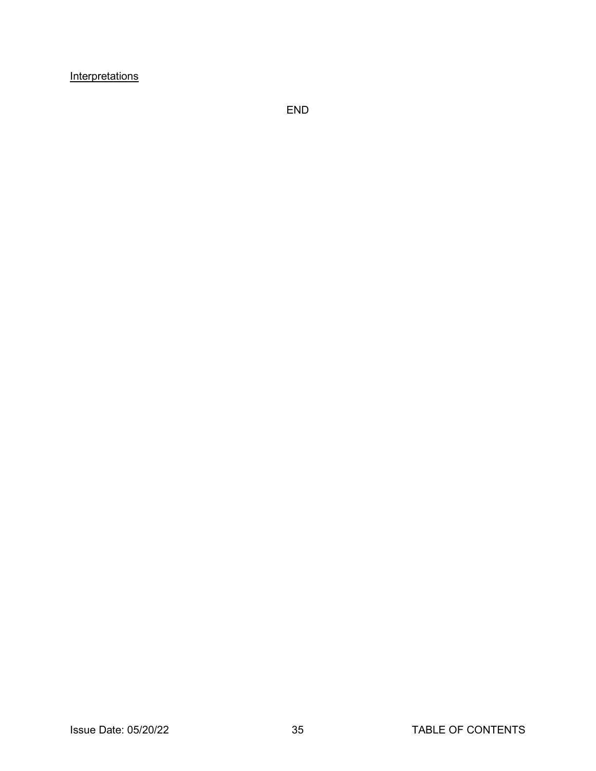<u>Interpretations</u>

END